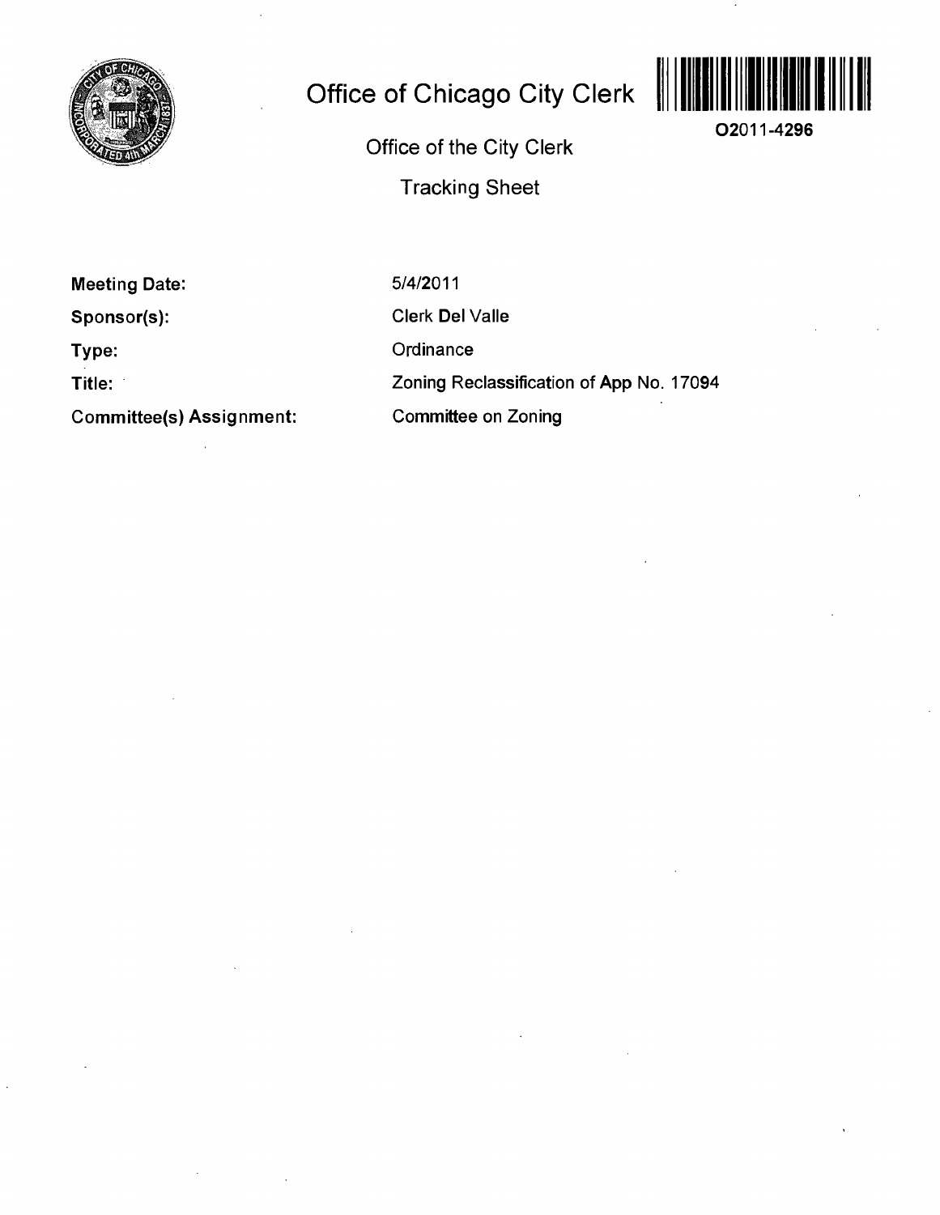# Office of Chicago City Clerk

O2011-4296

Office of the City Clerk

Tracking Sheet

**Meeting Date:** 5/4/2011

**Sponsor(s):** Clerk Del Valle

**Type:** Ordinance

**Title:** Zoning Reclassification of App No. 17094

**Committee(s) Assignment:** Committee on Zoning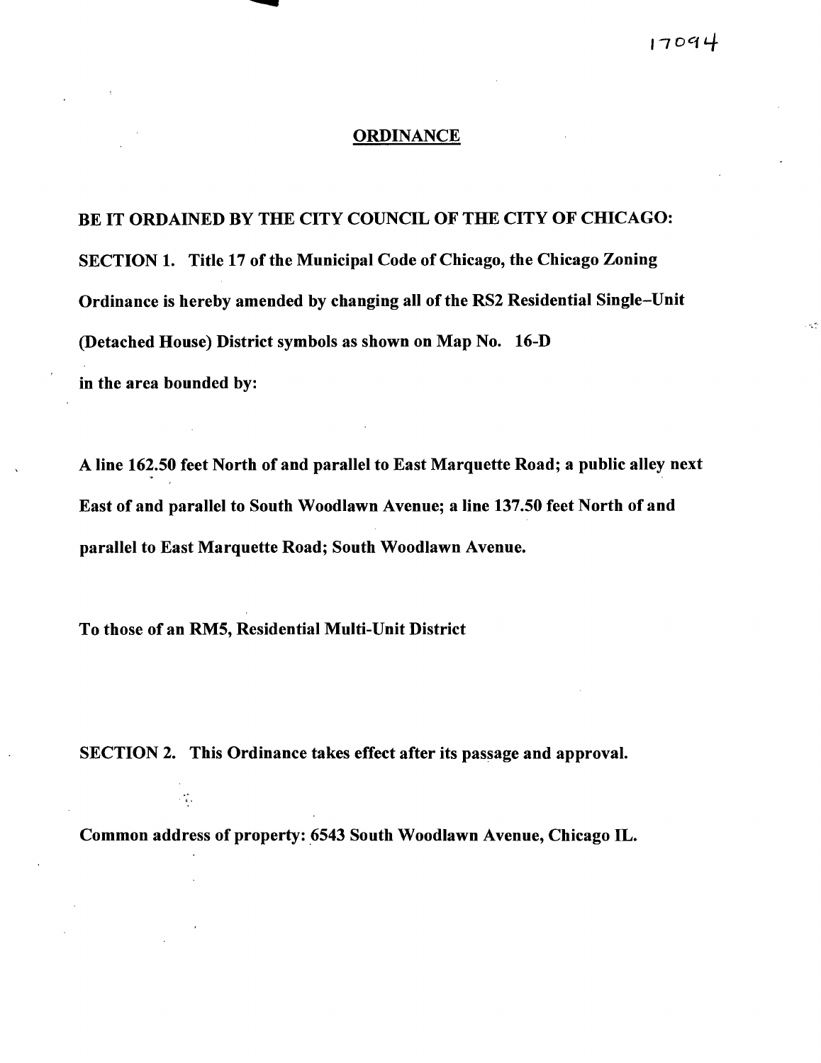17094

## ORDINANCE

**BE IT ORDAINED BY THE CITY COUNCIL OF THE CITY OF CHICAGO:**

**SECTION 1. Title 17 of the Municipal Code of Chicago, the Chicago Zoning Ordinance is hereby amended by changing all of the RS2 Residential Single–Unit (Detached House) District symbols as shown on Map No. 16-D in the area bounded by:**

**A line 162.50 feet North of and parallel to East Marquette Road; a public alley next East of and parallel to South Woodlawn Avenue; a line 137.50 feet North of and parallel to East Marquette Road; South Woodlawn Avenue.**

**To those of an RM5, Residential Multi-Unit District**

**SECTION 2. This Ordinance takes effect after its passage and approval.**

**Common address of property: 6543 South Woodlawn Avenue, Chicago IL.**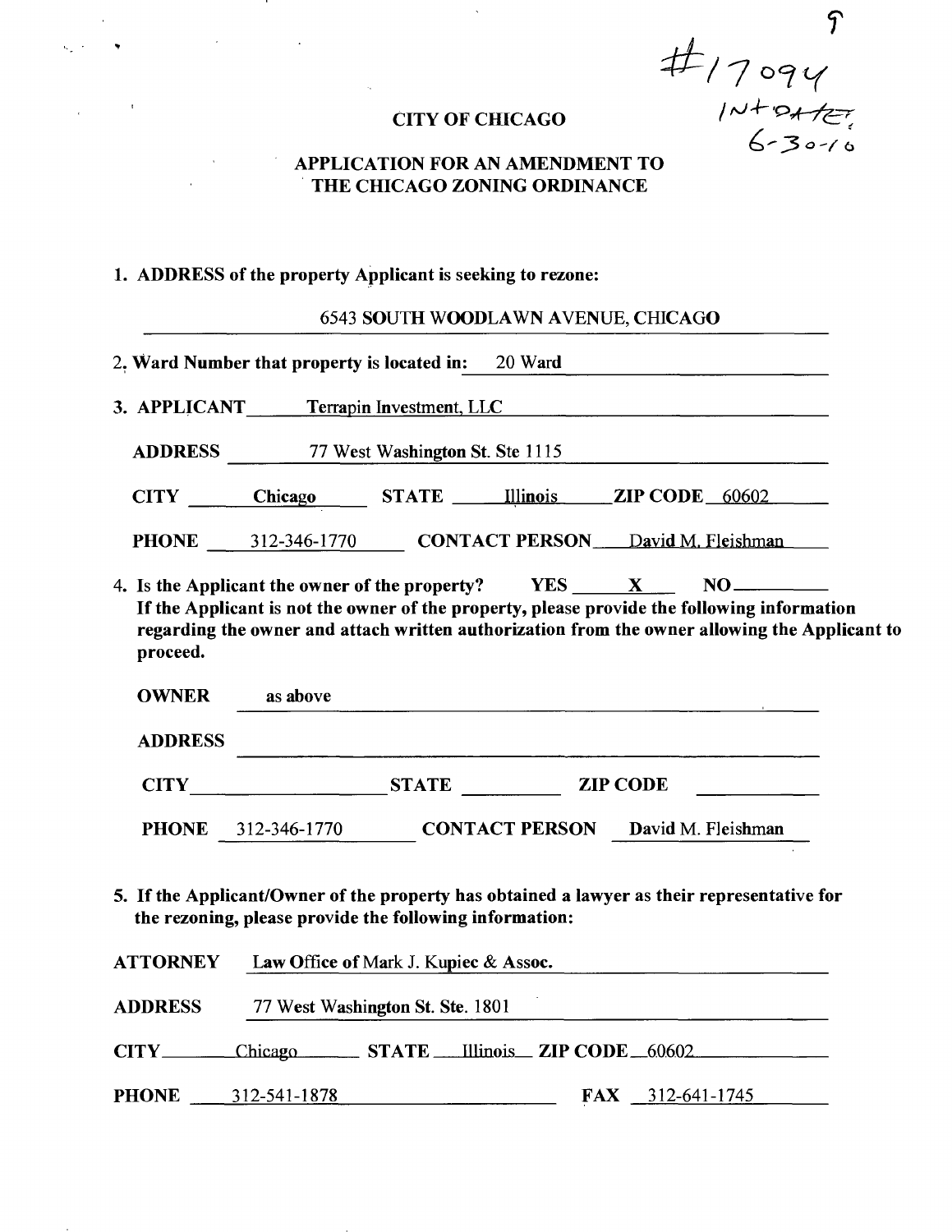#17094
INTRODATE
6-30-10

# CITY OF CHICAGO

## APPLICATION FOR AN AMENDMENT TO THE CHICAGO ZONING ORDINANCE

**1. ADDRESS of the property Applicant is seeking to rezone:**

6543 SOUTH WOODLAWN AVENUE, CHICAGO

**2. Ward Number that property is located in:** 20 Ward

**3. APPLICANT** Terrapin Investment, LLC

**ADDRESS** 77 West Washington St. Ste 1115

**CITY** Chicago **STATE** Illinois **ZIP CODE** 60602

**PHONE** 312-346-1770 **CONTACT PERSON** David M. Fleishman

**4. Is the Applicant the owner of the property? YES** X **NO** ______
**If the Applicant is not the owner of the property, please provide the following information regarding the owner and attach written authorization from the owner allowing the Applicant to proceed.**

**OWNER** as above

**ADDRESS** ______

**CITY** ______ **STATE** ______ **ZIP CODE** ______

**PHONE** 312-346-1770 **CONTACT PERSON** David M. Fleishman

**5. If the Applicant/Owner of the property has obtained a lawyer as their representative for the rezoning, please provide the following information:**

**ATTORNEY** Law Office of Mark J. Kupiec & Assoc.

**ADDRESS** 77 West Washington St. Ste. 1801

**CITY** Chicago **STATE** Illinois **ZIP CODE** 60602

**PHONE** 312-541-1878 **FAX** 312-641-1745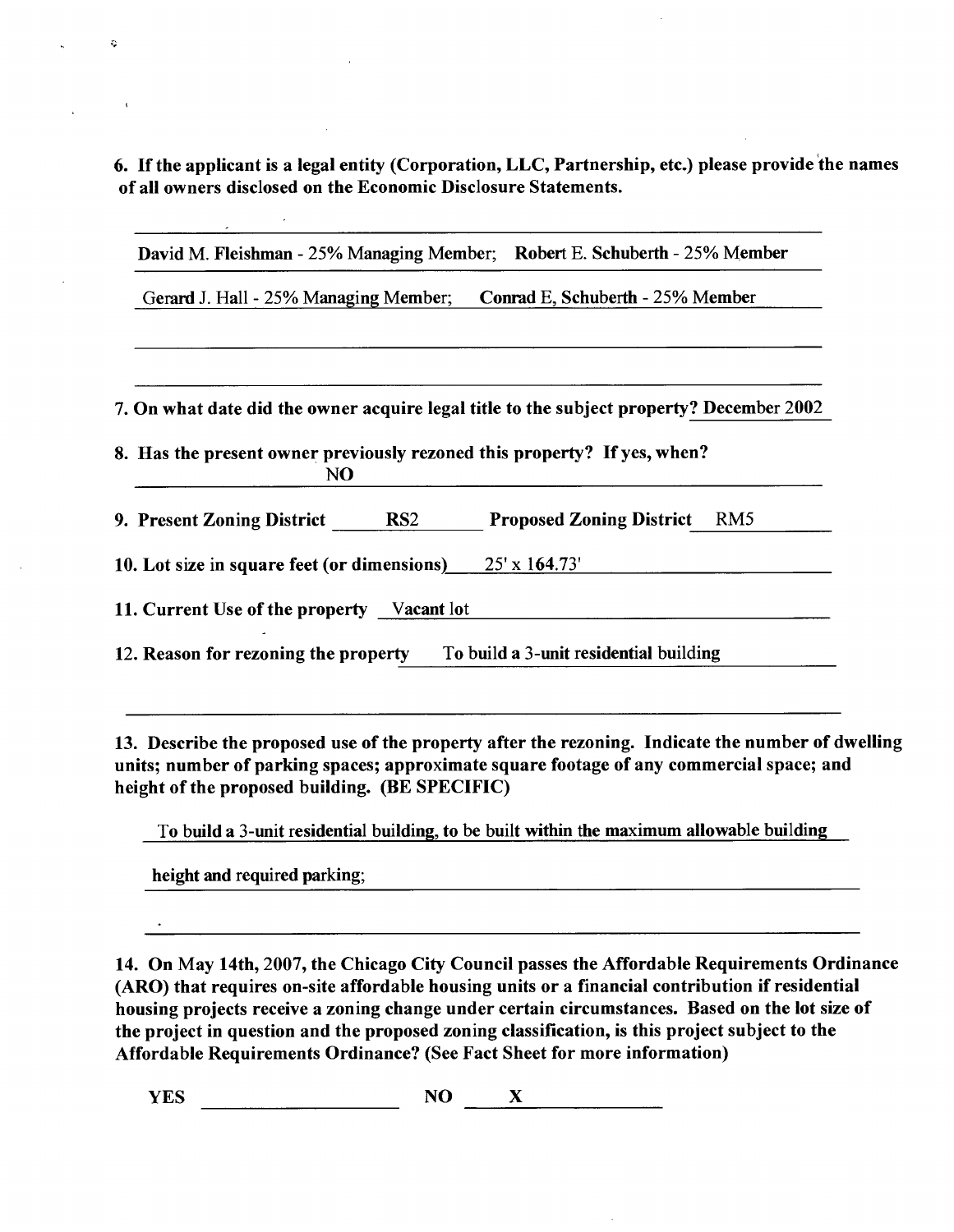**6. If the applicant is a legal entity (Corporation, LLC, Partnership, etc.) please provide the names of all owners disclosed on the Economic Disclosure Statements.**

David M. Fleishman - 25% Managing Member; Robert E. Schuberth - 25% Member

Gerard J. Hall - 25% Managing Member; Conrad E, Schuberth - 25% Member

**7. On what date did the owner acquire legal title to the subject property?** December 2002

**8. Has the present owner previously rezoned this property? If yes, when?**
NO

**9. Present Zoning District** RS2 **Proposed Zoning District** RM5

**10. Lot size in square feet (or dimensions)** 25' x 164.73'

**11. Current Use of the property** Vacant lot

**12. Reason for rezoning the property** To build a 3-unit residential building

**13. Describe the proposed use of the property after the rezoning. Indicate the number of dwelling units; number of parking spaces; approximate square footage of any commercial space; and height of the proposed building. (BE SPECIFIC)**

To build a 3-unit residential building, to be built within the maximum allowable building height and required parking;

**14. On May 14th, 2007, the Chicago City Council passes the Affordable Requirements Ordinance (ARO) that requires on-site affordable housing units or a financial contribution if residential housing projects receive a zoning change under certain circumstances. Based on the lot size of the project in question and the proposed zoning classification, is this project subject to the Affordable Requirements Ordinance? (See Fact Sheet for more information)**

YES ______ NO X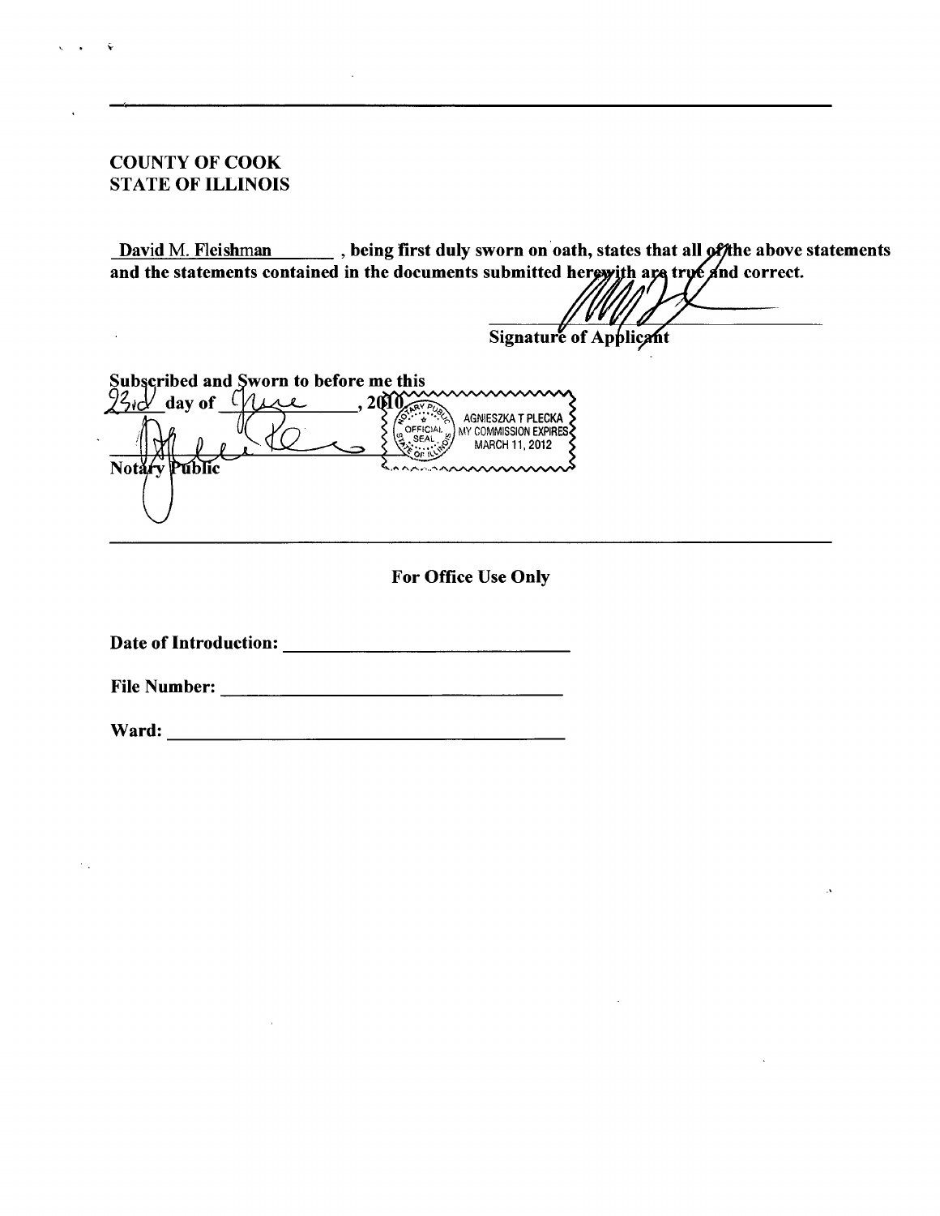---

**COUNTY OF COOK**
**STATE OF ILLINOIS**

**David M. Fleishman**\_\_\_\_\_\_\_\_, **being first duly sworn on oath, states that all of the above statements and the statements contained in the documents submitted herewith are true and correct.**

\_\_\_\_\_\_\_\_\_\_\_\_\_\_\_\_\_\_\_\_\_\_\_\_\_\_\_\_\_\_
**Signature of Applicant**

**Subscribed and Sworn to before me this**
23rd **day of** June**, 2010**

NOTARY PUBLIC
OFFICIAL SEAL
STATE OF ILLINOIS
AGNIESZKA T PLECKA
MY COMMISSION EXPIRES
MARCH 11, 2012

\_\_\_\_\_\_\_\_\_\_\_\_\_\_\_\_\_\_\_\_\_\_\_\_\_\_\_\_\_\_
**Notary Public**

---

**For Office Use Only**

**Date of Introduction:** \_\_\_\_\_\_\_\_\_\_\_\_\_\_\_\_\_\_\_\_\_\_\_\_\_\_\_\_\_\_

**File Number:** \_\_\_\_\_\_\_\_\_\_\_\_\_\_\_\_\_\_\_\_\_\_\_\_\_\_\_\_\_\_

**Ward:** \_\_\_\_\_\_\_\_\_\_\_\_\_\_\_\_\_\_\_\_\_\_\_\_\_\_\_\_\_\_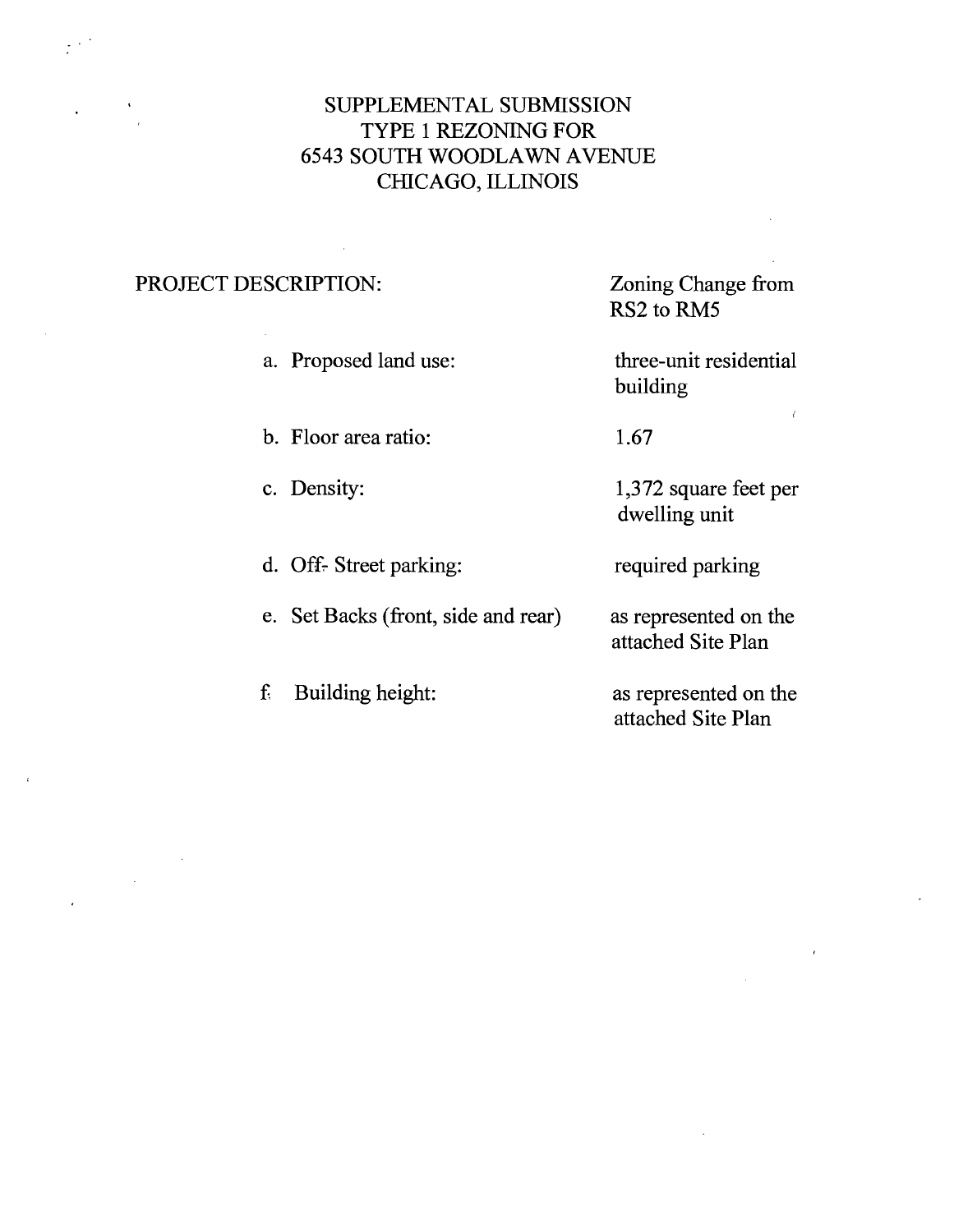# SUPPLEMENTAL SUBMISSION
# TYPE 1 REZONING FOR
# 6543 SOUTH WOODLAWN AVENUE
# CHICAGO, ILLINOIS

| PROJECT DESCRIPTION: | Zoning Change from RS2 to RM5 |
|---|---|
| a. Proposed land use: | three-unit residential building |
| b. Floor area ratio: | 1.67 |
| c. Density: | 1,372 square feet per dwelling unit |
| d. Off- Street parking: | required parking |
| e. Set Backs (front, side and rear) | as represented on the attached Site Plan |
| f. Building height: | as represented on the attached Site Plan |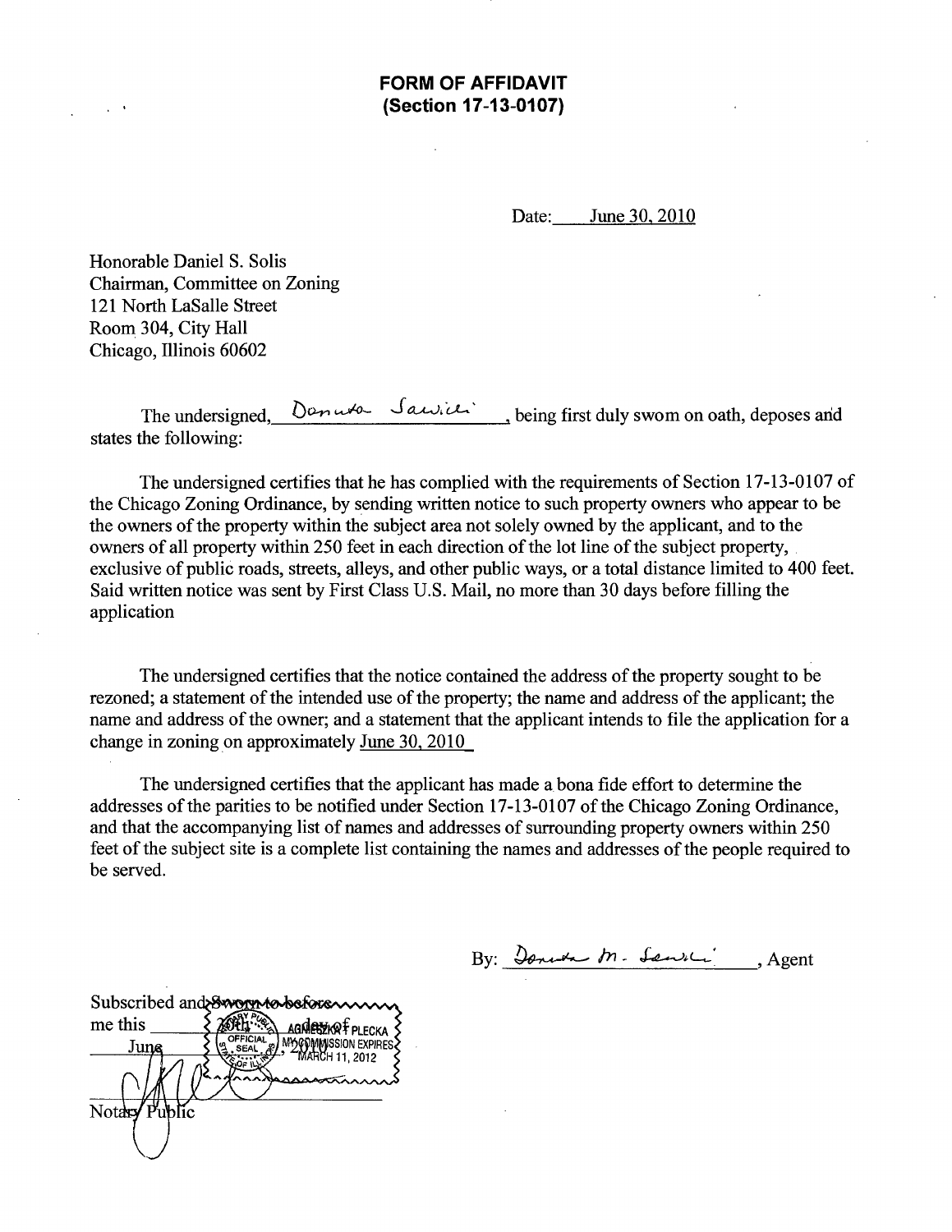# FORM OF AFFIDAVIT
## (Section 17-13-0107)

Date: June 30, 2010

Honorable Daniel S. Solis
Chairman, Committee on Zoning
121 North LaSalle Street
Room 304, City Hall
Chicago, Illinois 60602

The undersigned, Donuta Sawicki, being first duly swom on oath, deposes and states the following:

The undersigned certifies that he has complied with the requirements of Section 17-13-0107 of the Chicago Zoning Ordinance, by sending written notice to such property owners who appear to be the owners of the property within the subject area not solely owned by the applicant, and to the owners of all property within 250 feet in each direction of the lot line of the subject property, exclusive of public roads, streets, alleys, and other public ways, or a total distance limited to 400 feet. Said written notice was sent by First Class U.S. Mail, no more than 30 days before filling the application

The undersigned certifies that the notice contained the address of the property sought to be rezoned; a statement of the intended use of the property; the name and address of the applicant; the name and address of the owner; and a statement that the applicant intends to file the application for a change in zoning on approximately June 30, 2010

The undersigned certifies that the applicant has made a bona fide effort to determine the addresses of the parities to be notified under Section 17-13-0107 of the Chicago Zoning Ordinance, and that the accompanying list of names and addresses of surrounding property owners within 250 feet of the subject site is a complete list containing the names and addresses of the people required to be served.

By: Donuta M. Sawicki, Agent

Subscribed and sworn to before me this 30th day of June, 2010

OFFICIAL SEAL
AGNIESZKA PLECKA
MY COMMISSION EXPIRES MARCH 11, 2012

Notary Public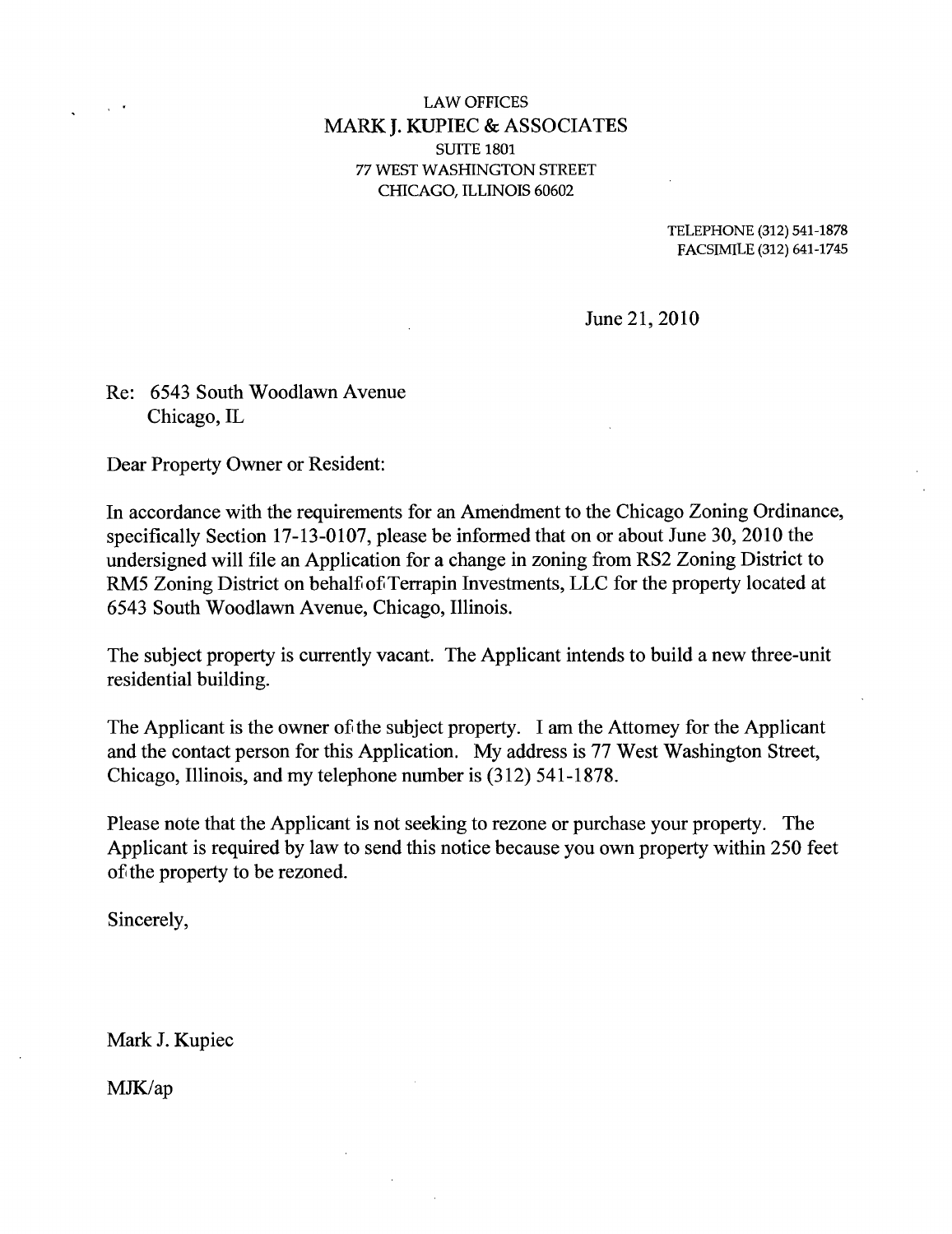LAW OFFICES

MARK J. KUPIEC & ASSOCIATES

SUITE 1801

77 WEST WASHINGTON STREET

CHICAGO, ILLINOIS 60602

TELEPHONE (312) 541-1878

FACSIMILE (312) 641-1745

June 21, 2010

Re: 6543 South Woodlawn Avenue
Chicago, IL

Dear Property Owner or Resident:

In accordance with the requirements for an Amendment to the Chicago Zoning Ordinance, specifically Section 17-13-0107, please be informed that on or about June 30, 2010 the undersigned will file an Application for a change in zoning from RS2 Zoning District to RM5 Zoning District on behalf of Terrapin Investments, LLC for the property located at 6543 South Woodlawn Avenue, Chicago, Illinois.

The subject property is currently vacant. The Applicant intends to build a new three-unit residential building.

The Applicant is the owner of the subject property. I am the Attorney for the Applicant and the contact person for this Application. My address is 77 West Washington Street, Chicago, Illinois, and my telephone number is (312) 541-1878.

Please note that the Applicant is not seeking to rezone or purchase your property. The Applicant is required by law to send this notice because you own property within 250 feet of the property to be rezoned.

Sincerely,

Mark J. Kupiec

MJK/ap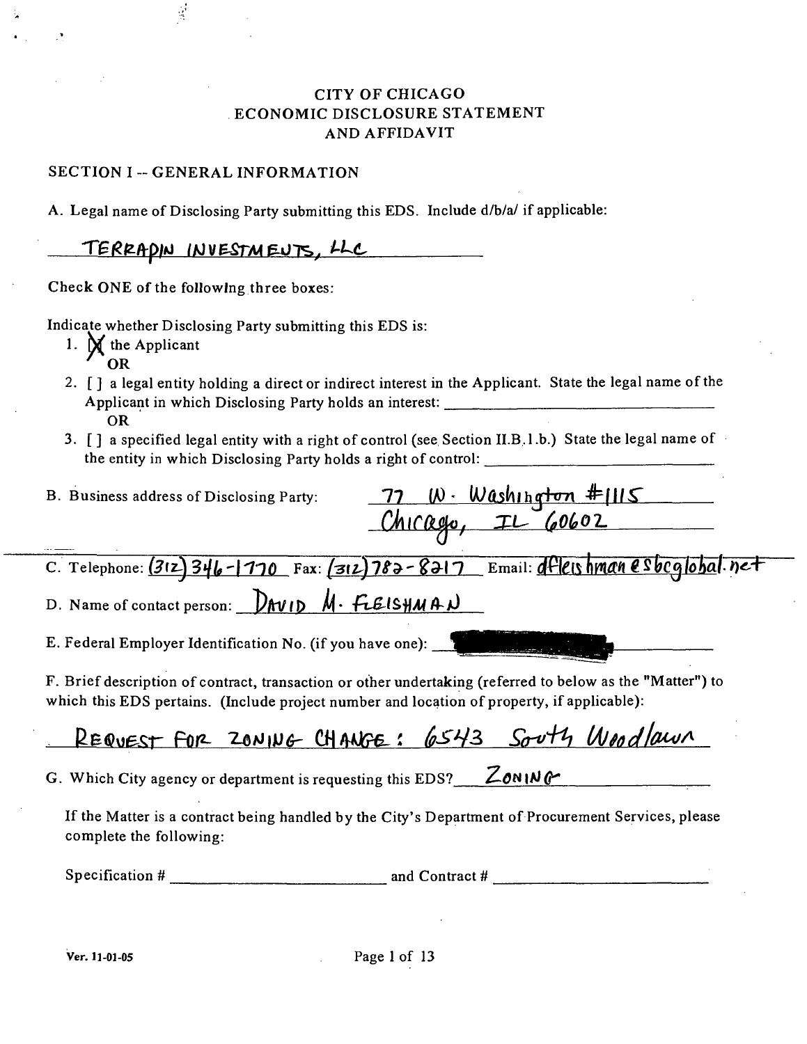# CITY OF CHICAGO
# ECONOMIC DISCLOSURE STATEMENT
# AND AFFIDAVIT

## SECTION I -- GENERAL INFORMATION

A. Legal name of Disclosing Party submitting this EDS. Include d/b/a/ if applicable:

TERRAPIN INVESTMENTS, LLC

Check ONE of the following three boxes:

Indicate whether Disclosing Party submitting this EDS is:

1. [X] the Applicant
   OR
2. [ ] a legal entity holding a direct or indirect interest in the Applicant. State the legal name of the Applicant in which Disclosing Party holds an interest: ______________
   OR
3. [ ] a specified legal entity with a right of control (see Section II.B.1.b.) State the legal name of the entity in which Disclosing Party holds a right of control: ______________

B. Business address of Disclosing Party: 77 W. Washington #1115
Chicago, IL 60602

C. Telephone: (312) 346-1770 Fax: (312) 782-8217 Email: dfleishman@sbcglobal.net

D. Name of contact person: DAVID M. FLEISHMAN

E. Federal Employer Identification No. (if you have one): [REDACTED]

F. Brief description of contract, transaction or other undertaking (referred to below as the "Matter") to which this EDS pertains. (Include project number and location of property, if applicable):

REQUEST FOR ZONING CHANGE: 6543 South Woodlawn

G. Which City agency or department is requesting this EDS? ZONING

If the Matter is a contract being handled by the City's Department of Procurement Services, please complete the following:

Specification # ______________ and Contract # ______________

Ver. 11-01-05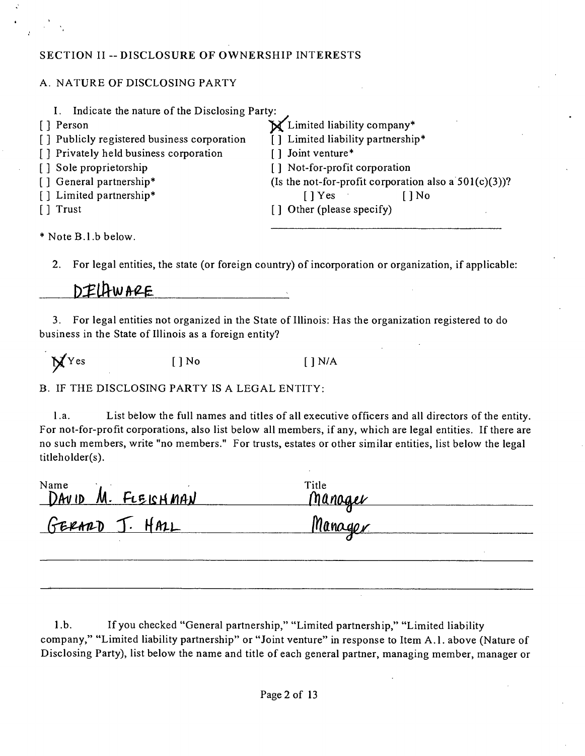## SECTION II -- DISCLOSURE OF OWNERSHIP INTERESTS

### A. NATURE OF DISCLOSING PARTY

1. Indicate the nature of the Disclosing Party:

[ ] Person
[ ] Publicly registered business corporation
[ ] Privately held business corporation
[ ] Sole proprietorship
[ ] General partnership*
[ ] Limited partnership*
[ ] Trust
[X] Limited liability company*
[ ] Limited liability partnership*
[ ] Joint venture*
[ ] Not-for-profit corporation
(Is the not-for-profit corporation also a 501(c)(3))?
[ ] Yes [ ] No
[ ] Other (please specify)

\* Note B.1.b below.

2. For legal entities, the state (or foreign country) of incorporation or organization, if applicable:

DELAWARE

3. For legal entities not organized in the State of Illinois: Has the organization registered to do business in the State of Illinois as a foreign entity?

[X] Yes [ ] No [ ] N/A

### B. IF THE DISCLOSING PARTY IS A LEGAL ENTITY:

1.a. List below the full names and titles of all executive officers and all directors of the entity. For not-for-profit corporations, also list below all members, if any, which are legal entities. If there are no such members, write "no members." For trusts, estates or other similar entities, list below the legal titleholder(s).

| Name | Title |
|---|---|
| DAVID M. FLEISHMAN | Manager |
| GERARD J. HALL | Manager |

1.b. If you checked "General partnership," "Limited partnership," "Limited liability company," "Limited liability partnership" or "Joint venture" in response to Item A.1. above (Nature of Disclosing Party), list below the name and title of each general partner, managing member, manager or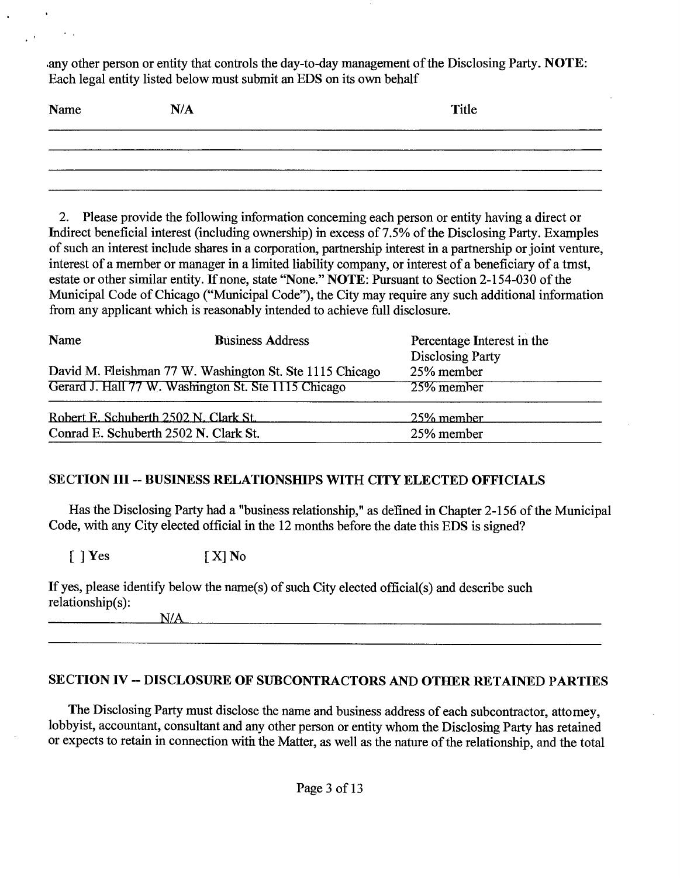any other person or entity that controls the day-to-day management of the Disclosing Party. **NOTE:** Each legal entity listed below must submit an EDS on its own behalf

| Name | N/A | Title |
|---|---|---|
| | | |
| | | |
| | | |

2. Please provide the following information concerning each person or entity having a direct or Indirect beneficial interest (including ownership) in excess of 7.5% of the Disclosing Party. Examples of such an interest include shares in a corporation, partnership interest in a partnership or joint venture, interest of a member or manager in a limited liability company, or interest of a beneficiary of a trust, estate or other similar entity. If none, state "None." **NOTE:** Pursuant to Section 2-154-030 of the Municipal Code of Chicago ("Municipal Code"), the City may require any such additional information from any applicant which is reasonably intended to achieve full disclosure.

| Name | Business Address | Percentage Interest in the Disclosing Party |
|---|---|---|
| David M. Fleishman | 77 W. Washington St. Ste 1115 Chicago | 25% member |
| Gerard J. Hall | 77 W. Washington St. Ste 1115 Chicago | 25% member |
| Robert E. Schuberth | 2502 N. Clark St. | 25% member |
| Conrad E. Schuberth | 2502 N. Clark St. | 25% member |

## SECTION III -- BUSINESS RELATIONSHIPS WITH CITY ELECTED OFFICIALS

Has the Disclosing Party had a "business relationship," as defined in Chapter 2-156 of the Municipal Code, with any City elected official in the 12 months before the date this EDS is signed?

[ ] Yes [X] No

If yes, please identify below the name(s) of such City elected official(s) and describe such relationship(s):

N/A

## SECTION IV -- DISCLOSURE OF SUBCONTRACTORS AND OTHER RETAINED PARTIES

The Disclosing Party must disclose the name and business address of each subcontractor, attorney, lobbyist, accountant, consultant and any other person or entity whom the Disclosing Party has retained or expects to retain in connection with the Matter, as well as the nature of the relationship, and the total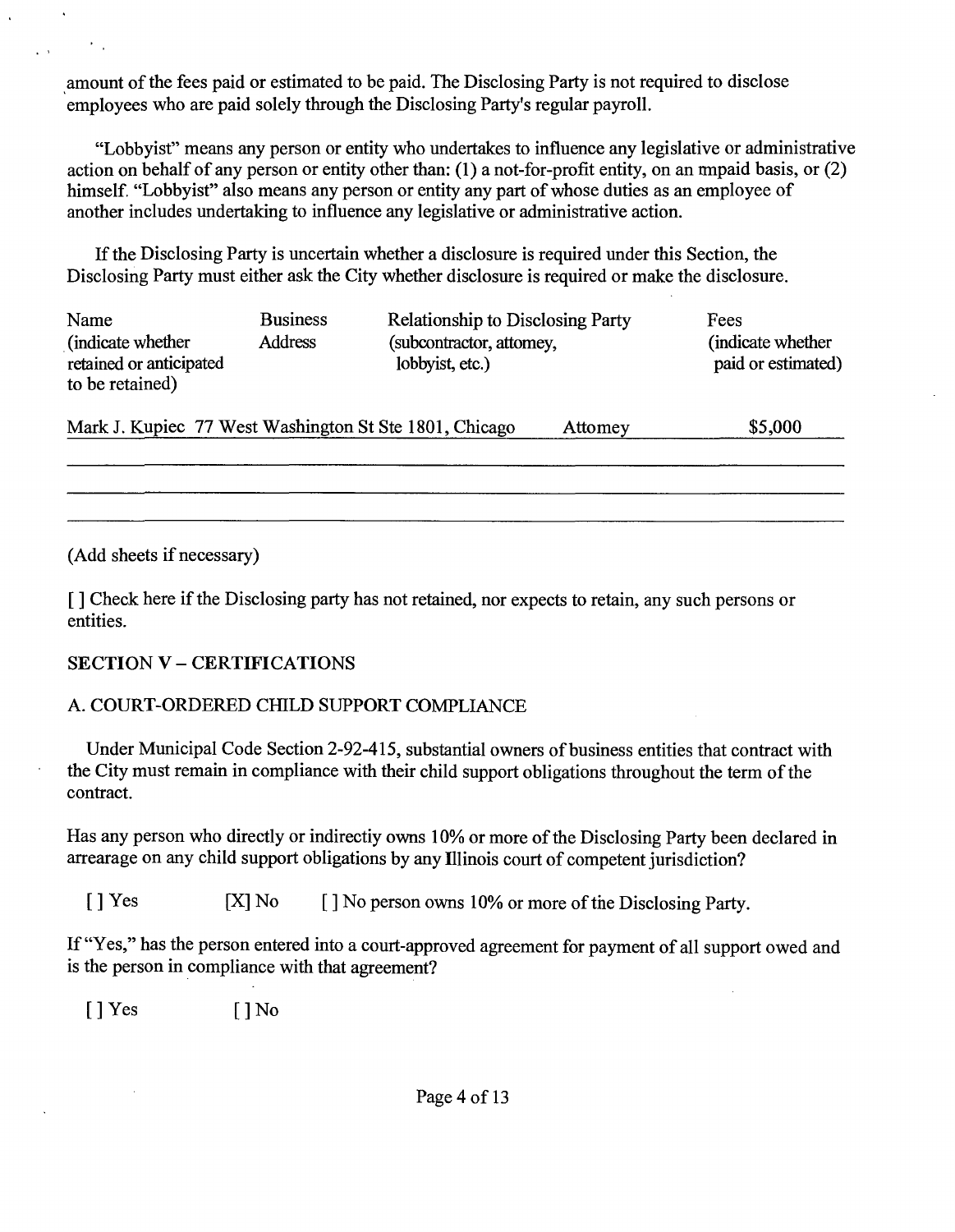amount of the fees paid or estimated to be paid. The Disclosing Party is not required to disclose employees who are paid solely through the Disclosing Party's regular payroll.

"Lobbyist" means any person or entity who undertakes to influence any legislative or administrative action on behalf of any person or entity other than: (1) a not-for-profit entity, on an unpaid basis, or (2) himself. "Lobbyist" also means any person or entity any part of whose duties as an employee of another includes undertaking to influence any legislative or administrative action.

If the Disclosing Party is uncertain whether a disclosure is required under this Section, the Disclosing Party must either ask the City whether disclosure is required or make the disclosure.

| Name (indicate whether retained or anticipated to be retained) | Business Address | Relationship to Disclosing Party (subcontractor, attorney, lobbyist, etc.) | Fees (indicate whether paid or estimated) |
|---|---|---|---|
| Mark J. Kupiec | 77 West Washington St Ste 1801, Chicago | Attorney | $5,000 |
| | | | |
| | | | |
| | | | |

(Add sheets if necessary)

[ ] Check here if the Disclosing party has not retained, nor expects to retain, any such persons or entities.

## SECTION V – CERTIFICATIONS

### A. COURT-ORDERED CHILD SUPPORT COMPLIANCE

Under Municipal Code Section 2-92-415, substantial owners of business entities that contract with the City must remain in compliance with their child support obligations throughout the term of the contract.

Has any person who directly or indirectly owns 10% or more of the Disclosing Party been declared in arrearage on any child support obligations by any Illinois court of competent jurisdiction?

[ ] Yes [X] No [ ] No person owns 10% or more of the Disclosing Party.

If "Yes," has the person entered into a court-approved agreement for payment of all support owed and is the person in compliance with that agreement?

[ ] Yes [ ] No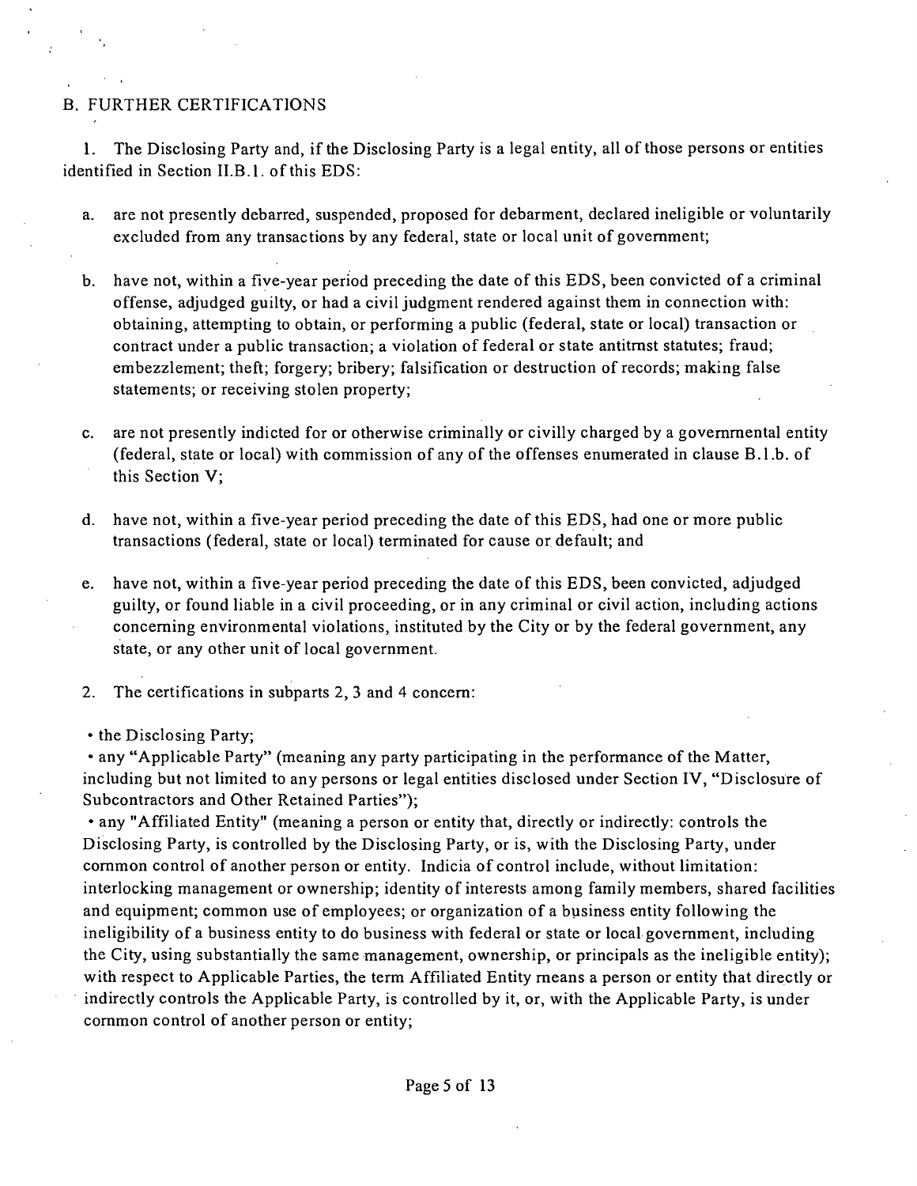## B. FURTHER CERTIFICATIONS

1. The Disclosing Party and, if the Disclosing Party is a legal entity, all of those persons or entities identified in Section II.B.1. of this EDS:

   a. are not presently debarred, suspended, proposed for debarment, declared ineligible or voluntarily excluded from any transactions by any federal, state or local unit of government;

   b. have not, within a five-year period preceding the date of this EDS, been convicted of a criminal offense, adjudged guilty, or had a civil judgment rendered against them in connection with: obtaining, attempting to obtain, or performing a public (federal, state or local) transaction or contract under a public transaction; a violation of federal or state antitrust statutes; fraud; embezzlement; theft; forgery; bribery; falsification or destruction of records; making false statements; or receiving stolen property;

   c. are not presently indicted for or otherwise criminally or civilly charged by a governmental entity (federal, state or local) with commission of any of the offenses enumerated in clause B.1.b. of this Section V;

   d. have not, within a five-year period preceding the date of this EDS, had one or more public transactions (federal, state or local) terminated for cause or default; and

   e. have not, within a five-year period preceding the date of this EDS, been convicted, adjudged guilty, or found liable in a civil proceeding, or in any criminal or civil action, including actions concerning environmental violations, instituted by the City or by the federal government, any state, or any other unit of local government.

2. The certifications in subparts 2, 3 and 4 concern:

- the Disclosing Party;
- any "Applicable Party" (meaning any party participating in the performance of the Matter, including but not limited to any persons or legal entities disclosed under Section IV, "Disclosure of Subcontractors and Other Retained Parties");
- any "Affiliated Entity" (meaning a person or entity that, directly or indirectly: controls the Disclosing Party, is controlled by the Disclosing Party, or is, with the Disclosing Party, under common control of another person or entity. Indicia of control include, without limitation: interlocking management or ownership; identity of interests among family members, shared facilities and equipment; common use of employees; or organization of a business entity following the ineligibility of a business entity to do business with federal or state or local government, including the City, using substantially the same management, ownership, or principals as the ineligible entity); with respect to Applicable Parties, the term Affiliated Entity means a person or entity that directly or indirectly controls the Applicable Party, is controlled by it, or, with the Applicable Party, is under common control of another person or entity;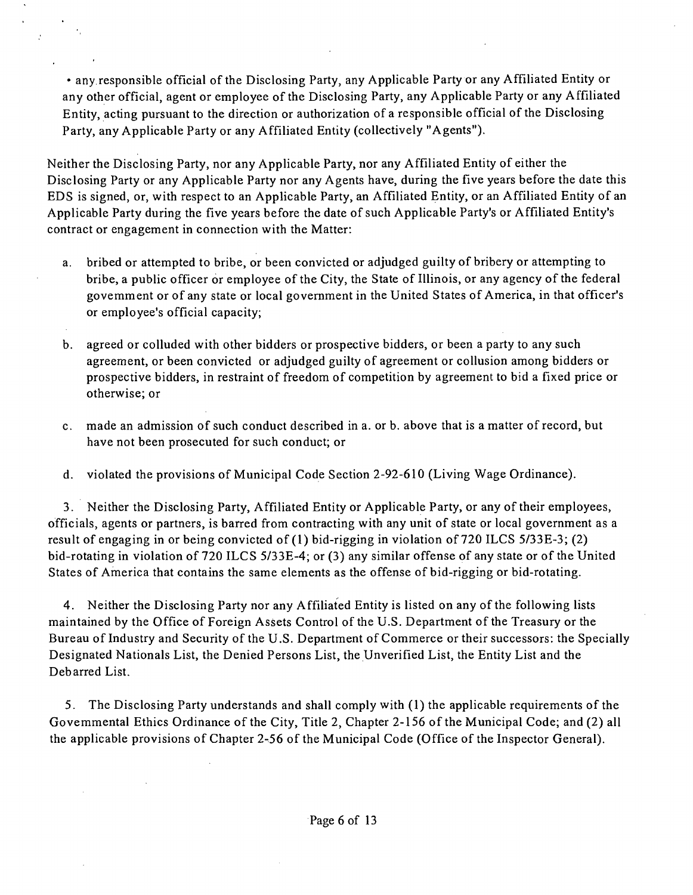- any responsible official of the Disclosing Party, any Applicable Party or any Affiliated Entity or any other official, agent or employee of the Disclosing Party, any Applicable Party or any Affiliated Entity, acting pursuant to the direction or authorization of a responsible official of the Disclosing Party, any Applicable Party or any Affiliated Entity (collectively "Agents").

Neither the Disclosing Party, nor any Applicable Party, nor any Affiliated Entity of either the Disclosing Party or any Applicable Party nor any Agents have, during the five years before the date this EDS is signed, or, with respect to an Applicable Party, an Affiliated Entity, or an Affiliated Entity of an Applicable Party during the five years before the date of such Applicable Party's or Affiliated Entity's contract or engagement in connection with the Matter:

a. bribed or attempted to bribe, or been convicted or adjudged guilty of bribery or attempting to bribe, a public officer or employee of the City, the State of Illinois, or any agency of the federal govemment or of any state or local government in the United States of America, in that officer's or employee's official capacity;

b. agreed or colluded with other bidders or prospective bidders, or been a party to any such agreement, or been convicted or adjudged guilty of agreement or collusion among bidders or prospective bidders, in restraint of freedom of competition by agreement to bid a fixed price or otherwise; or

c. made an admission of such conduct described in a. or b. above that is a matter of record, but have not been prosecuted for such conduct; or

d. violated the provisions of Municipal Code Section 2-92-610 (Living Wage Ordinance).

3. Neither the Disclosing Party, Affiliated Entity or Applicable Party, or any of their employees, officials, agents or partners, is barred from contracting with any unit of state or local government as a result of engaging in or being convicted of (1) bid-rigging in violation of 720 ILCS 5/33E-3; (2) bid-rotating in violation of 720 ILCS 5/33E-4; or (3) any similar offense of any state or of the United States of America that contains the same elements as the offense of bid-rigging or bid-rotating.

4. Neither the Disclosing Party nor any Affiliated Entity is listed on any of the following lists maintained by the Office of Foreign Assets Control of the U.S. Department of the Treasury or the Bureau of Industry and Security of the U.S. Department of Commerce or their successors: the Specially Designated Nationals List, the Denied Persons List, the Unverified List, the Entity List and the Debarred List.

5. The Disclosing Party understands and shall comply with (1) the applicable requirements of the Govemmental Ethics Ordinance of the City, Title 2, Chapter 2-156 of the Municipal Code; and (2) all the applicable provisions of Chapter 2-56 of the Municipal Code (Office of the Inspector General).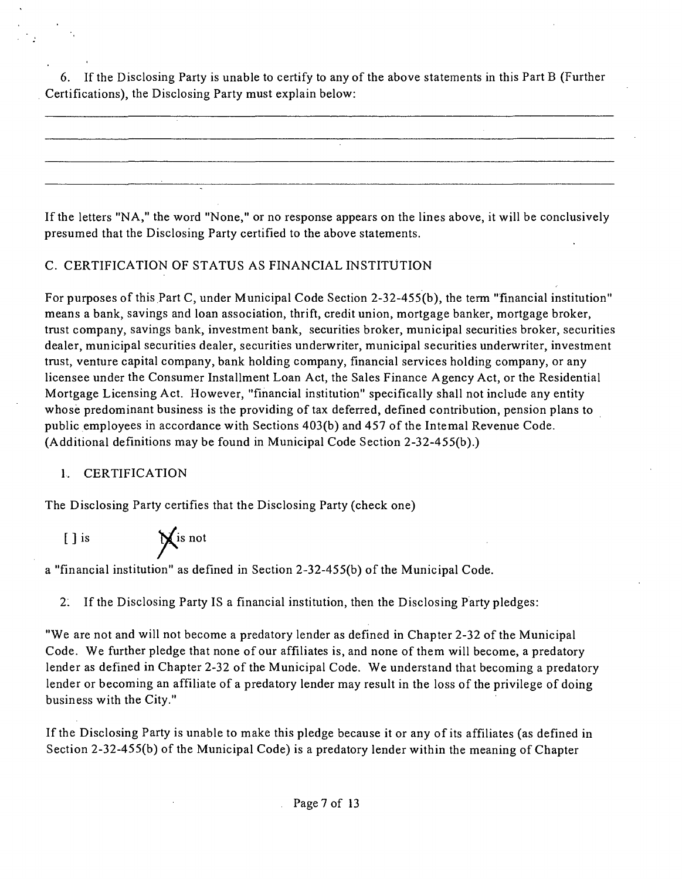6. If the Disclosing Party is unable to certify to any of the above statements in this Part B (Further Certifications), the Disclosing Party must explain below:

---

---

---

---

If the letters "NA," the word "None," or no response appears on the lines above, it will be conclusively presumed that the Disclosing Party certified to the above statements.

C. CERTIFICATION OF STATUS AS FINANCIAL INSTITUTION

For purposes of this Part C, under Municipal Code Section 2-32-455(b), the term "financial institution" means a bank, savings and loan association, thrift, credit union, mortgage banker, mortgage broker, trust company, savings bank, investment bank, securities broker, municipal securities broker, securities dealer, municipal securities dealer, securities underwriter, municipal securities underwriter, investment trust, venture capital company, bank holding company, financial services holding company, or any licensee under the Consumer Installment Loan Act, the Sales Finance Agency Act, or the Residential Mortgage Licensing Act. However, "financial institution" specifically shall not include any entity whose predominant business is the providing of tax deferred, defined contribution, pension plans to public employees in accordance with Sections 403(b) and 457 of the Internal Revenue Code. (Additional definitions may be found in Municipal Code Section 2-32-455(b).)

1. CERTIFICATION

The Disclosing Party certifies that the Disclosing Party (check one)

[ ] is [X] is not

a "financial institution" as defined in Section 2-32-455(b) of the Municipal Code.

2. If the Disclosing Party IS a financial institution, then the Disclosing Party pledges:

"We are not and will not become a predatory lender as defined in Chapter 2-32 of the Municipal Code. We further pledge that none of our affiliates is, and none of them will become, a predatory lender as defined in Chapter 2-32 of the Municipal Code. We understand that becoming a predatory lender or becoming an affiliate of a predatory lender may result in the loss of the privilege of doing business with the City."

If the Disclosing Party is unable to make this pledge because it or any of its affiliates (as defined in Section 2-32-455(b) of the Municipal Code) is a predatory lender within the meaning of Chapter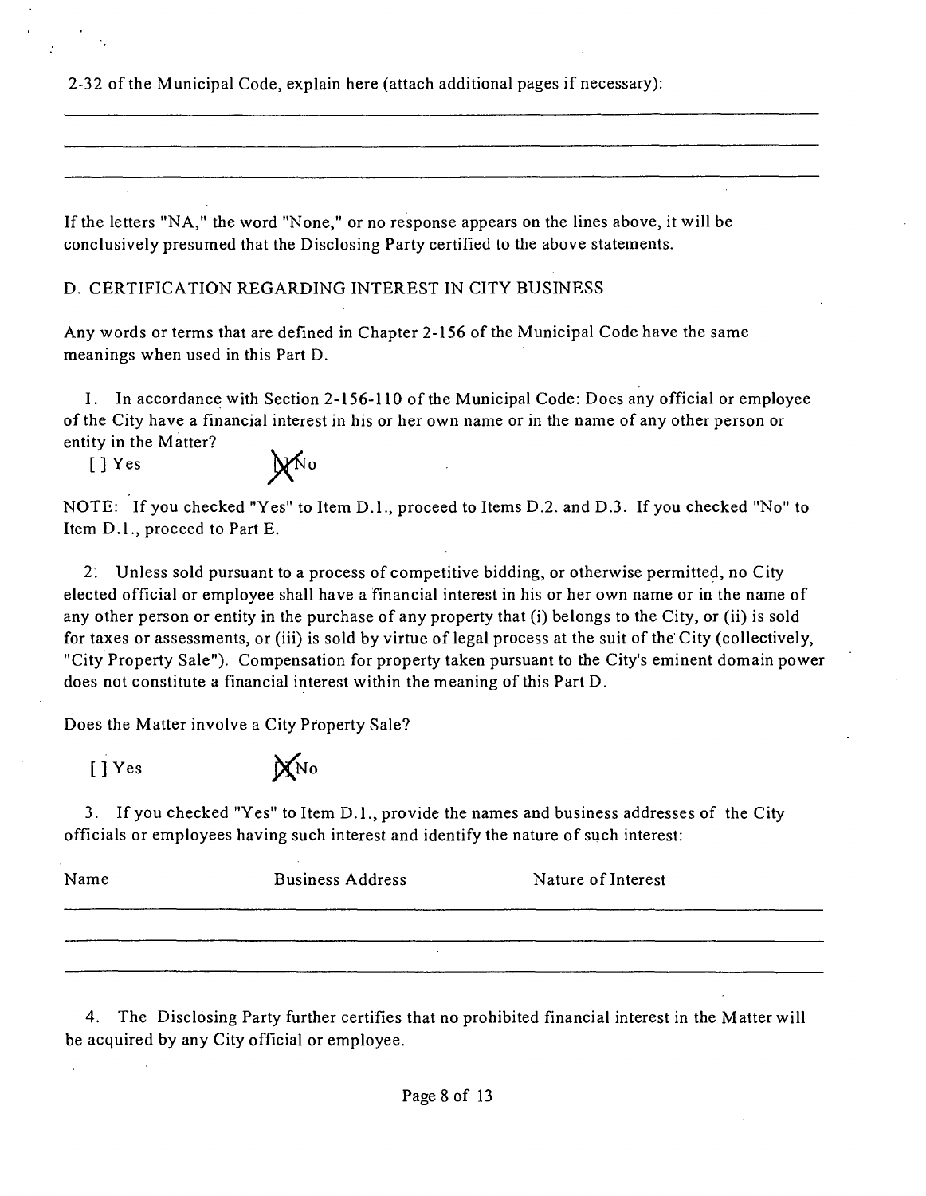2-32 of the Municipal Code, explain here (attach additional pages if necessary):

If the letters "NA," the word "None," or no response appears on the lines above, it will be conclusively presumed that the Disclosing Party certified to the above statements.

D. CERTIFICATION REGARDING INTEREST IN CITY BUSINESS

Any words or terms that are defined in Chapter 2-156 of the Municipal Code have the same meanings when used in this Part D.

1. In accordance with Section 2-156-110 of the Municipal Code: Does any official or employee of the City have a financial interest in his or her own name or in the name of any other person or entity in the Matter?

[ ] Yes [X] No

NOTE: If you checked "Yes" to Item D.1., proceed to Items D.2. and D.3. If you checked "No" to Item D.1., proceed to Part E.

2. Unless sold pursuant to a process of competitive bidding, or otherwise permitted, no City elected official or employee shall have a financial interest in his or her own name or in the name of any other person or entity in the purchase of any property that (i) belongs to the City, or (ii) is sold for taxes or assessments, or (iii) is sold by virtue of legal process at the suit of the City (collectively, "City Property Sale"). Compensation for property taken pursuant to the City's eminent domain power does not constitute a financial interest within the meaning of this Part D.

Does the Matter involve a City Property Sale?

[ ] Yes [X] No

3. If you checked "Yes" to Item D.1., provide the names and business addresses of the City officials or employees having such interest and identify the nature of such interest:

| Name | Business Address | Nature of Interest |
|---|---|---|
| | | |
| | | |
| | | |

4. The Disclosing Party further certifies that no prohibited financial interest in the Matter will be acquired by any City official or employee.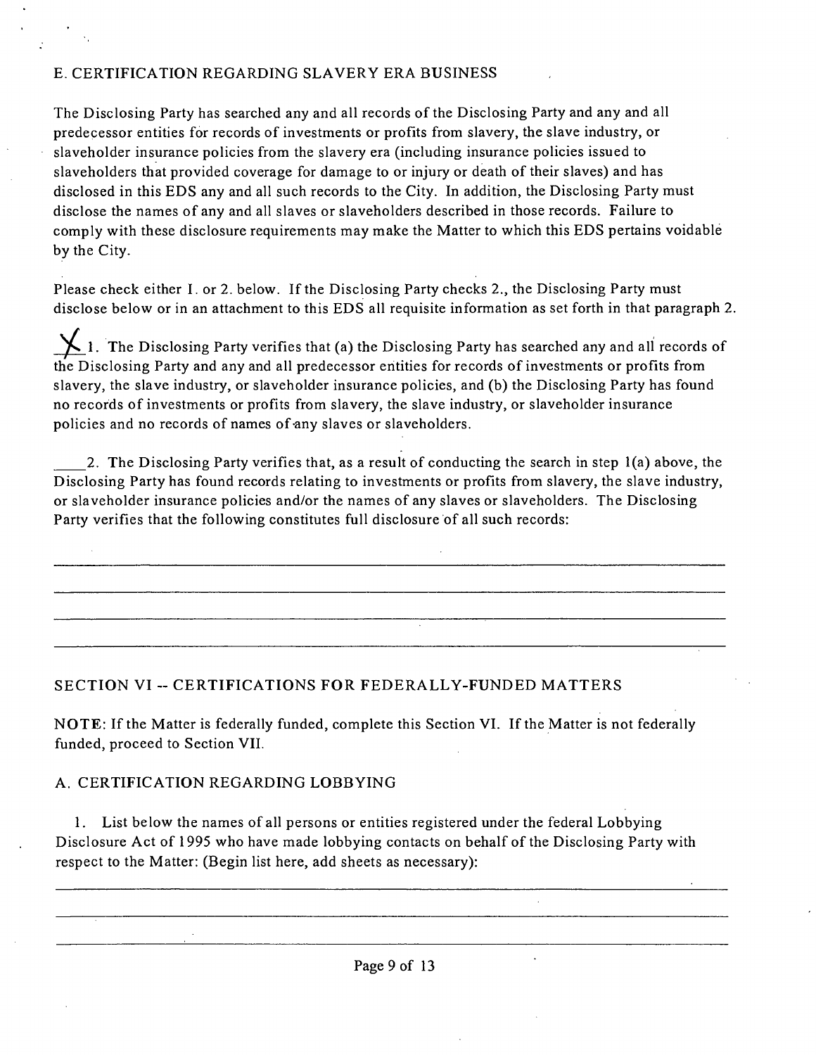## E. CERTIFICATION REGARDING SLAVERY ERA BUSINESS

The Disclosing Party has searched any and all records of the Disclosing Party and any and all predecessor entities for records of investments or profits from slavery, the slave industry, or slaveholder insurance policies from the slavery era (including insurance policies issued to slaveholders that provided coverage for damage to or injury or death of their slaves) and has disclosed in this EDS any and all such records to the City. In addition, the Disclosing Party must disclose the names of any and all slaves or slaveholders described in those records. Failure to comply with these disclosure requirements may make the Matter to which this EDS pertains voidable by the City.

Please check either 1. or 2. below. If the Disclosing Party checks 2., the Disclosing Party must disclose below or in an attachment to this EDS all requisite information as set forth in that paragraph 2.

\_X\_ 1. The Disclosing Party verifies that (a) the Disclosing Party has searched any and all records of the Disclosing Party and any and all predecessor entities for records of investments or profits from slavery, the slave industry, or slaveholder insurance policies, and (b) the Disclosing Party has found no records of investments or profits from slavery, the slave industry, or slaveholder insurance policies and no records of names of any slaves or slaveholders.

\_\_\_\_ 2. The Disclosing Party verifies that, as a result of conducting the search in step 1(a) above, the Disclosing Party has found records relating to investments or profits from slavery, the slave industry, or slaveholder insurance policies and/or the names of any slaves or slaveholders. The Disclosing Party verifies that the following constitutes full disclosure of all such records:

\_\_\_\_\_\_\_\_\_\_\_\_\_\_\_\_\_\_\_\_\_\_\_\_\_\_\_\_\_\_\_\_\_\_\_\_\_\_\_\_\_\_\_\_\_\_\_\_\_\_\_\_\_\_\_\_\_\_\_\_\_\_\_\_\_\_\_\_\_\_

\_\_\_\_\_\_\_\_\_\_\_\_\_\_\_\_\_\_\_\_\_\_\_\_\_\_\_\_\_\_\_\_\_\_\_\_\_\_\_\_\_\_\_\_\_\_\_\_\_\_\_\_\_\_\_\_\_\_\_\_\_\_\_\_\_\_\_\_\_\_

\_\_\_\_\_\_\_\_\_\_\_\_\_\_\_\_\_\_\_\_\_\_\_\_\_\_\_\_\_\_\_\_\_\_\_\_\_\_\_\_\_\_\_\_\_\_\_\_\_\_\_\_\_\_\_\_\_\_\_\_\_\_\_\_\_\_\_\_\_\_

\_\_\_\_\_\_\_\_\_\_\_\_\_\_\_\_\_\_\_\_\_\_\_\_\_\_\_\_\_\_\_\_\_\_\_\_\_\_\_\_\_\_\_\_\_\_\_\_\_\_\_\_\_\_\_\_\_\_\_\_\_\_\_\_\_\_\_\_\_\_

## SECTION VI -- CERTIFICATIONS FOR FEDERALLY-FUNDED MATTERS

**NOTE**: If the Matter is federally funded, complete this Section VI. If the Matter is not federally funded, proceed to Section VII.

### A. CERTIFICATION REGARDING LOBBYING

1. List below the names of all persons or entities registered under the federal Lobbying Disclosure Act of 1995 who have made lobbying contacts on behalf of the Disclosing Party with respect to the Matter: (Begin list here, add sheets as necessary):

\_\_\_\_\_\_\_\_\_\_\_\_\_\_\_\_\_\_\_\_\_\_\_\_\_\_\_\_\_\_\_\_\_\_\_\_\_\_\_\_\_\_\_\_\_\_\_\_\_\_\_\_\_\_\_\_\_\_\_\_\_\_\_\_\_\_\_\_\_\_

\_\_\_\_\_\_\_\_\_\_\_\_\_\_\_\_\_\_\_\_\_\_\_\_\_\_\_\_\_\_\_\_\_\_\_\_\_\_\_\_\_\_\_\_\_\_\_\_\_\_\_\_\_\_\_\_\_\_\_\_\_\_\_\_\_\_\_\_\_\_

\_\_\_\_\_\_\_\_\_\_\_\_\_\_\_\_\_\_\_\_\_\_\_\_\_\_\_\_\_\_\_\_\_\_\_\_\_\_\_\_\_\_\_\_\_\_\_\_\_\_\_\_\_\_\_\_\_\_\_\_\_\_\_\_\_\_\_\_\_\_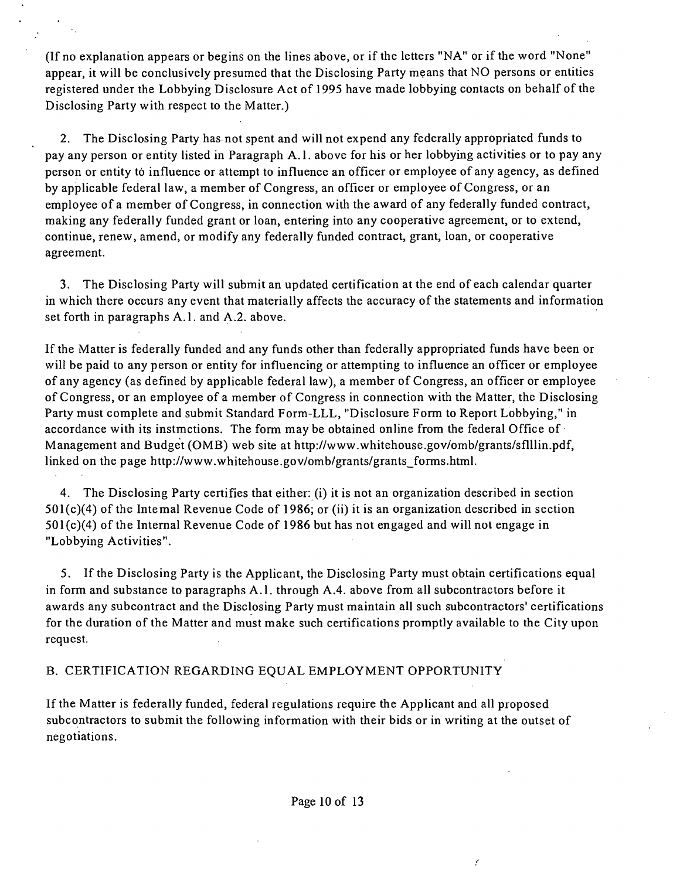(If no explanation appears or begins on the lines above, or if the letters "NA" or if the word "None" appear, it will be conclusively presumed that the Disclosing Party means that NO persons or entities registered under the Lobbying Disclosure Act of 1995 have made lobbying contacts on behalf of the Disclosing Party with respect to the Matter.)

2. The Disclosing Party has not spent and will not expend any federally appropriated funds to pay any person or entity listed in Paragraph A.1. above for his or her lobbying activities or to pay any person or entity to influence or attempt to influence an officer or employee of any agency, as defined by applicable federal law, a member of Congress, an officer or employee of Congress, or an employee of a member of Congress, in connection with the award of any federally funded contract, making any federally funded grant or loan, entering into any cooperative agreement, or to extend, continue, renew, amend, or modify any federally funded contract, grant, loan, or cooperative agreement.

3. The Disclosing Party will submit an updated certification at the end of each calendar quarter in which there occurs any event that materially affects the accuracy of the statements and information set forth in paragraphs A.1. and A.2. above.

If the Matter is federally funded and any funds other than federally appropriated funds have been or will be paid to any person or entity for influencing or attempting to influence an officer or employee of any agency (as defined by applicable federal law), a member of Congress, an officer or employee of Congress, or an employee of a member of Congress in connection with the Matter, the Disclosing Party must complete and submit Standard Form-LLL, "Disclosure Form to Report Lobbying," in accordance with its instmctions. The form may be obtained online from the federal Office of Management and Budget (OMB) web site at http://www.whitehouse.gov/omb/grants/sflllin.pdf, linked on the page http://www.whitehouse.gov/omb/grants/grants_forms.html.

4. The Disclosing Party certifies that either: (i) it is not an organization described in section 501(c)(4) of the Intemal Revenue Code of 1986; or (ii) it is an organization described in section 501(c)(4) of the Internal Revenue Code of 1986 but has not engaged and will not engage in "Lobbying Activities".

5. If the Disclosing Party is the Applicant, the Disclosing Party must obtain certifications equal in form and substance to paragraphs A.1. through A.4. above from all subcontractors before it awards any subcontract and the Disclosing Party must maintain all such subcontractors' certifications for the duration of the Matter and must make such certifications promptly available to the City upon request.

B. CERTIFICATION REGARDING EQUAL EMPLOYMENT OPPORTUNITY

If the Matter is federally funded, federal regulations require the Applicant and all proposed subcontractors to submit the following information with their bids or in writing at the outset of negotiations.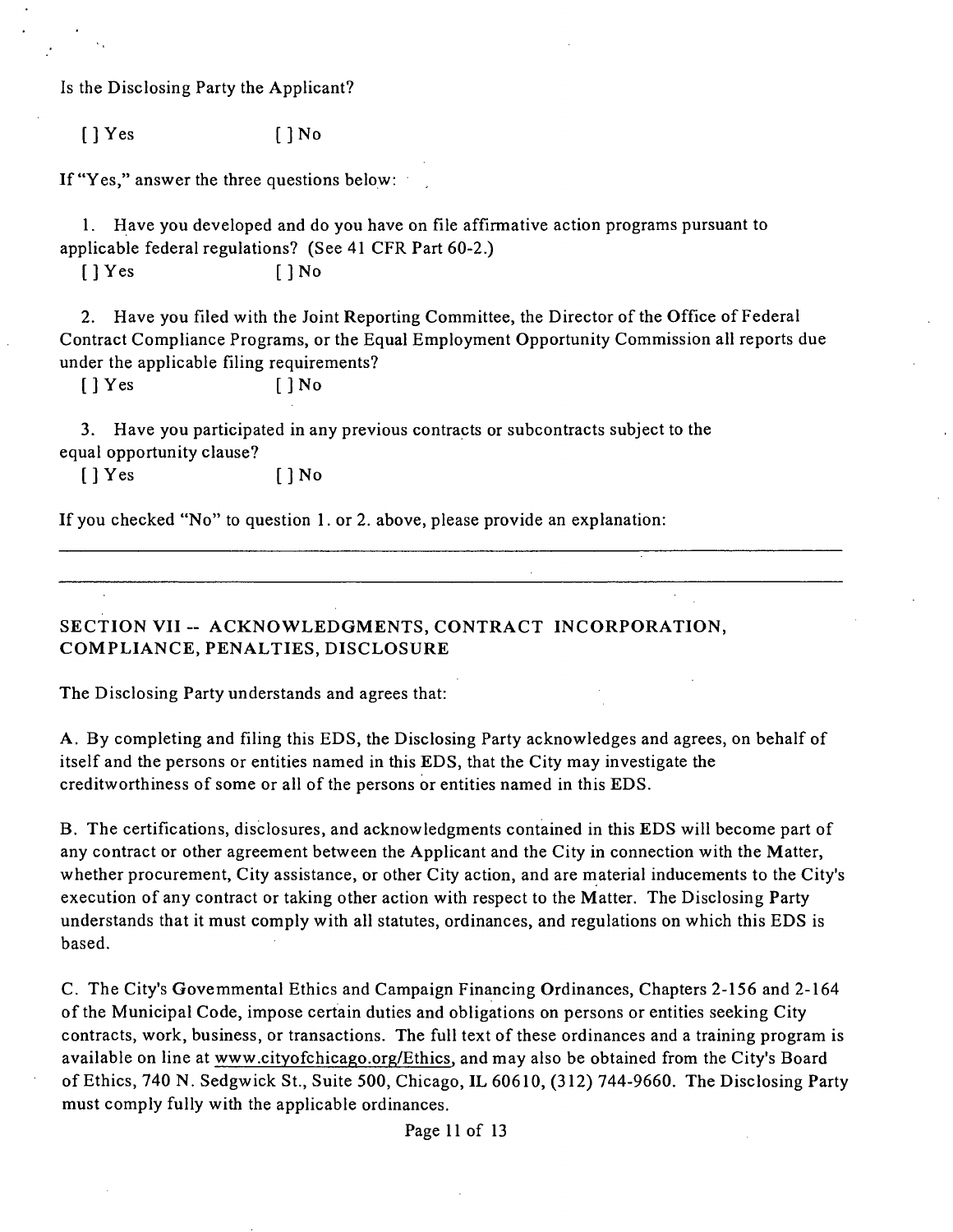Is the Disclosing Party the Applicant?

[ ] Yes [ ] No

If "Yes," answer the three questions below:

1. Have you developed and do you have on file affirmative action programs pursuant to applicable federal regulations? (See 41 CFR Part 60-2.)

[ ] Yes [ ] No

2. Have you filed with the Joint Reporting Committee, the Director of the Office of Federal Contract Compliance Programs, or the Equal Employment Opportunity Commission all reports due under the applicable filing requirements?

[ ] Yes [ ] No

3. Have you participated in any previous contracts or subcontracts subject to the equal opportunity clause?

[ ] Yes [ ] No

If you checked "No" to question 1. or 2. above, please provide an explanation:

______________________________________________________________________________

______________________________________________________________________________

## SECTION VII -- ACKNOWLEDGMENTS, CONTRACT INCORPORATION, COMPLIANCE, PENALTIES, DISCLOSURE

The Disclosing Party understands and agrees that:

A. By completing and filing this EDS, the Disclosing Party acknowledges and agrees, on behalf of itself and the persons or entities named in this EDS, that the City may investigate the creditworthiness of some or all of the persons or entities named in this EDS.

B. The certifications, disclosures, and acknowledgments contained in this EDS will become part of any contract or other agreement between the Applicant and the City in connection with the Matter, whether procurement, City assistance, or other City action, and are material inducements to the City's execution of any contract or taking other action with respect to the Matter. The Disclosing Party understands that it must comply with all statutes, ordinances, and regulations on which this EDS is based.

C. The City's Govemmental Ethics and Campaign Financing Ordinances, Chapters 2-156 and 2-164 of the Municipal Code, impose certain duties and obligations on persons or entities seeking City contracts, work, business, or transactions. The full text of these ordinances and a training program is available on line at www.cityofchicago.org/Ethics, and may also be obtained from the City's Board of Ethics, 740 N. Sedgwick St., Suite 500, Chicago, IL 60610, (312) 744-9660. The Disclosing Party must comply fully with the applicable ordinances.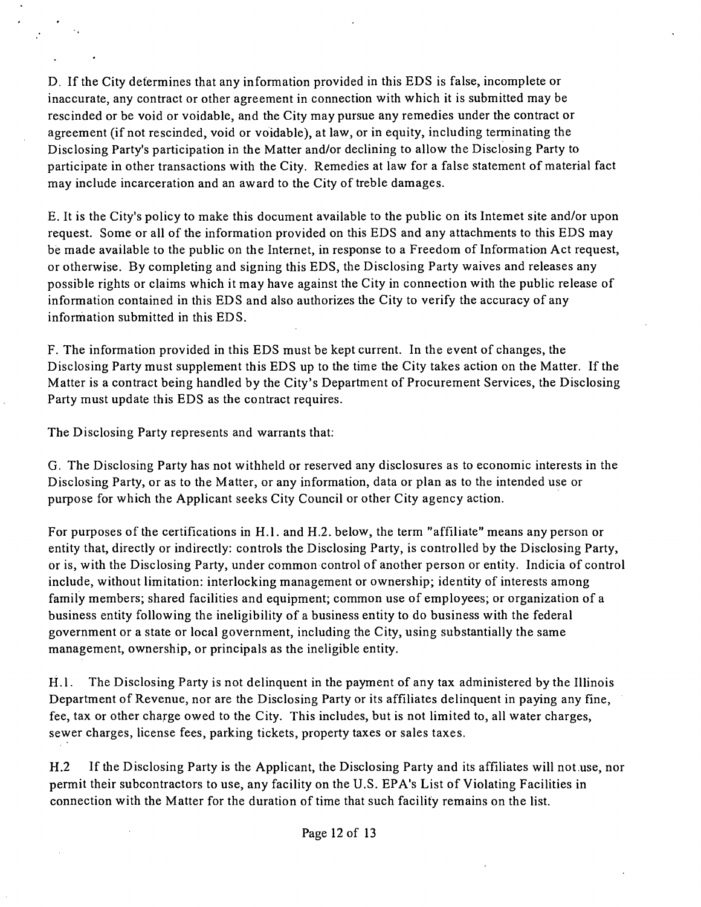D. If the City determines that any information provided in this EDS is false, incomplete or inaccurate, any contract or other agreement in connection with which it is submitted may be rescinded or be void or voidable, and the City may pursue any remedies under the contract or agreement (if not rescinded, void or voidable), at law, or in equity, including terminating the Disclosing Party's participation in the Matter and/or declining to allow the Disclosing Party to participate in other transactions with the City. Remedies at law for a false statement of material fact may include incarceration and an award to the City of treble damages.

E. It is the City's policy to make this document available to the public on its Intemet site and/or upon request. Some or all of the information provided on this EDS and any attachments to this EDS may be made available to the public on the Internet, in response to a Freedom of Information Act request, or otherwise. By completing and signing this EDS, the Disclosing Party waives and releases any possible rights or claims which it may have against the City in connection with the public release of information contained in this EDS and also authorizes the City to verify the accuracy of any information submitted in this EDS.

F. The information provided in this EDS must be kept current. In the event of changes, the Disclosing Party must supplement this EDS up to the time the City takes action on the Matter. If the Matter is a contract being handled by the City's Department of Procurement Services, the Disclosing Party must update this EDS as the contract requires.

The Disclosing Party represents and warrants that:

G. The Disclosing Party has not withheld or reserved any disclosures as to economic interests in the Disclosing Party, or as to the Matter, or any information, data or plan as to the intended use or purpose for which the Applicant seeks City Council or other City agency action.

For purposes of the certifications in H.1. and H.2. below, the term "affiliate" means any person or entity that, directly or indirectly: controls the Disclosing Party, is controlled by the Disclosing Party, or is, with the Disclosing Party, under common control of another person or entity. Indicia of control include, without limitation: interlocking management or ownership; identity of interests among family members; shared facilities and equipment; common use of employees; or organization of a business entity following the ineligibility of a business entity to do business with the federal government or a state or local government, including the City, using substantially the same management, ownership, or principals as the ineligible entity.

H.1. The Disclosing Party is not delinquent in the payment of any tax administered by the Illinois Department of Revenue, nor are the Disclosing Party or its affiliates delinquent in paying any fine, fee, tax or other charge owed to the City. This includes, but is not limited to, all water charges, sewer charges, license fees, parking tickets, property taxes or sales taxes.

H.2 If the Disclosing Party is the Applicant, the Disclosing Party and its affiliates will not use, nor permit their subcontractors to use, any facility on the U.S. EPA's List of Violating Facilities in connection with the Matter for the duration of time that such facility remains on the list.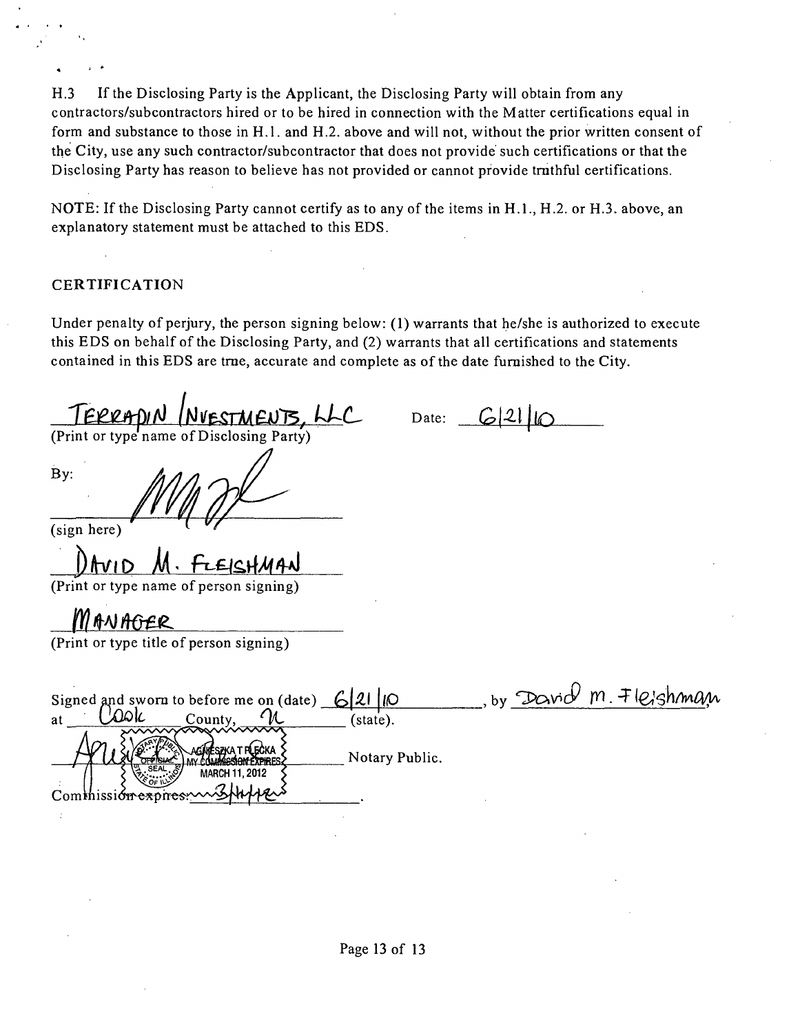H.3 If the Disclosing Party is the Applicant, the Disclosing Party will obtain from any contractors/subcontractors hired or to be hired in connection with the Matter certifications equal in form and substance to those in H.1. and H.2. above and will not, without the prior written consent of the City, use any such contractor/subcontractor that does not provide such certifications or that the Disclosing Party has reason to believe has not provided or cannot provide truthful certifications.

NOTE: If the Disclosing Party cannot certify as to any of the items in H.1., H.2. or H.3. above, an explanatory statement must be attached to this EDS.

## CERTIFICATION

Under penalty of perjury, the person signing below: (1) warrants that he/she is authorized to execute this EDS on behalf of the Disclosing Party, and (2) warrants that all certifications and statements contained in this EDS are true, accurate and complete as of the date furnished to the City.

TERRAPIN INVESTMENTS, LLC
(Print or type name of Disclosing Party)

Date: 6/21/10

By: [signature]
(sign here)

DAVID M. FLEISHMAN
(Print or type name of person signing)

MANAGER
(Print or type title of person signing)

Signed and sworn to before me on (date) 6/21/10, by David M. Fleishman at Cook County, IL (state).

[signature] Notary Public.

OFFICIAL SEAL AGNIESZKA T PLECKA MY COMMISSION EXPIRES MARCH 11, 2012

Commission expires: 3/11/12.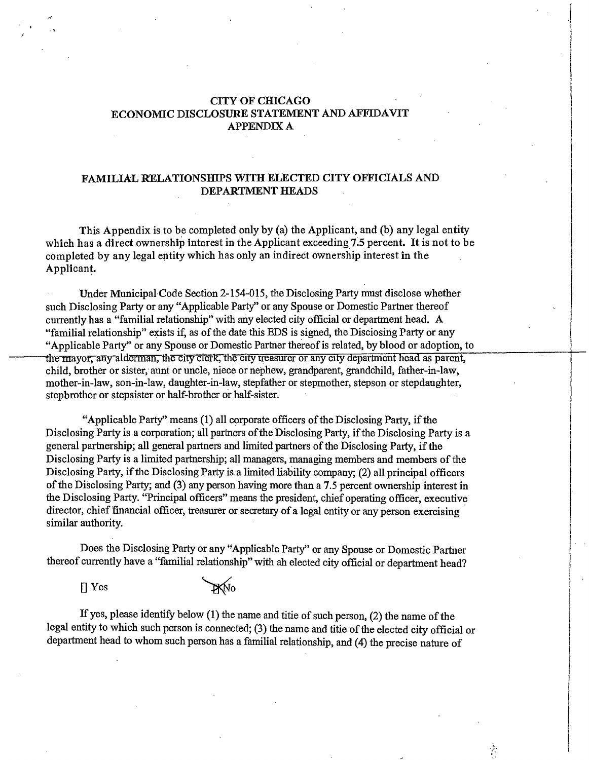# CITY OF CHICAGO
# ECONOMIC DISCLOSURE STATEMENT AND AFFIDAVIT
# APPENDIX A

## FAMILIAL RELATIONSHIPS WITH ELECTED CITY OFFICIALS AND DEPARTMENT HEADS

This Appendix is to be completed only by (a) the Applicant, and (b) any legal entity which has a direct ownership interest in the Applicant exceeding 7.5 percent. **It is not to be completed by any legal entity which has only an indirect ownership interest in the Applicant.**

Under Municipal Code Section 2-154-015, the Disclosing Party must disclose whether such Disclosing Party or any "Applicable Party" or any Spouse or Domestic Partner thereof currently has a "familial relationship" with any elected city official or department head. A "familial relationship" exists if, as of the date this EDS is signed, the Disclosing Party or any "Applicable Party" or any Spouse or Domestic Partner thereof is related, by blood or adoption, to the mayor, any alderman, the city clerk, the city treasurer or any city department head as parent, child, brother or sister, aunt or uncle, niece or nephew, grandparent, grandchild, father-in-law, mother-in-law, son-in-law, daughter-in-law, stepfather or stepmother, stepson or stepdaughter, stepbrother or stepsister or half-brother or half-sister.

"Applicable Party" means (1) all corporate officers of the Disclosing Party, if the Disclosing Party is a corporation; all partners of the Disclosing Party, if the Disclosing Party is a general partnership; all general partners and limited partners of the Disclosing Party, if the Disclosing Party is a limited partnership; all managers, managing members and members of the Disclosing Party, if the Disclosing Party is a limited liability company; (2) all principal officers of the Disclosing Party; and (3) any person having more than a 7.5 percent ownership interest in the Disclosing Party. "Principal officers" means the president, chief operating officer, executive director, chief financial officer, treasurer or secretary of a legal entity or any person exercising similar authority.

Does the Disclosing Party or any "Applicable Party" or any Spouse or Domestic Partner thereof currently have a "familial relationship" with an elected city official or department head?

[ ] Yes [X] No

If yes, please identify below (1) the name and title of such person, (2) the name of the legal entity to which such person is connected; (3) the name and title of the elected city official or department head to whom such person has a familial relationship, and (4) the precise nature of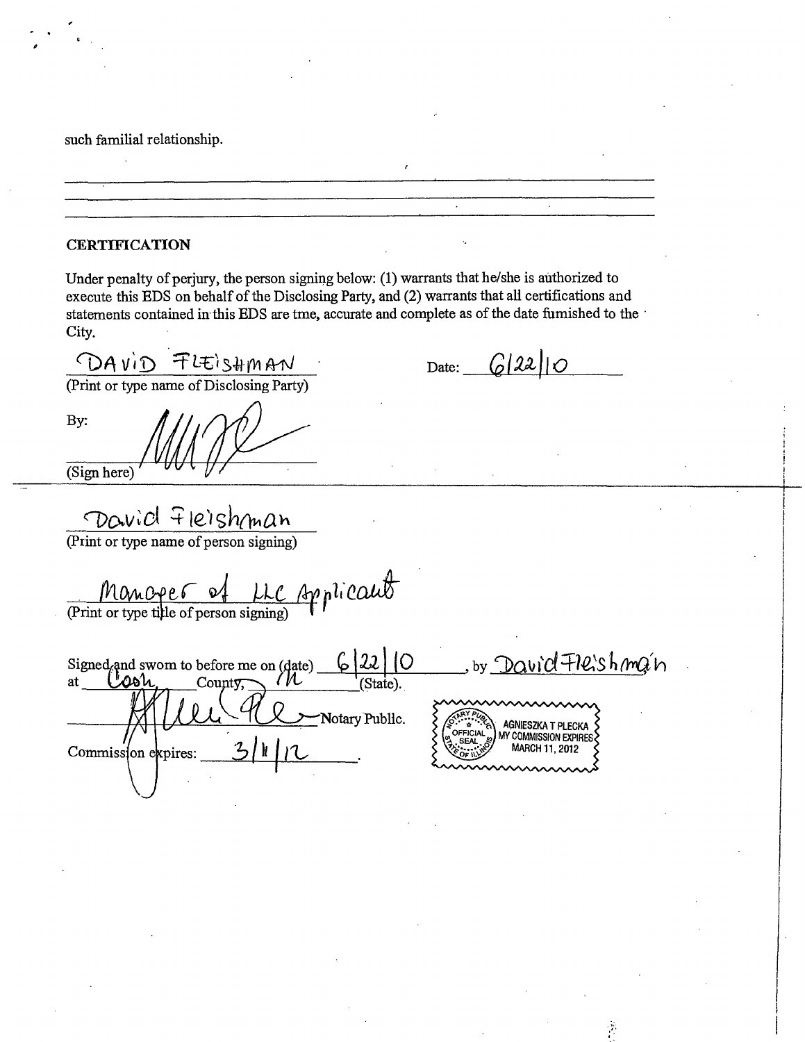such familial relationship.

---

## CERTIFICATION

Under penalty of perjury, the person signing below: (1) warrants that he/she is authorized to execute this EDS on behalf of the Disclosing Party, and (2) warrants that all certifications and statements contained in this EDS are tme, accurate and complete as of the date fumished to the City.

DAVID FLEISHMAN
(Print or type name of Disclosing Party)

Date: 6/22/10

By:

(Sign here)

David Fleishman
(Print or type name of person signing)

Manager of LLC Applicant
(Print or type title of person signing)

Signed and swom to before me on (date) 6/22/10, by David Fleishman at Cook County, IL (State).

Notary Public.

Commission expires: 3/11/12.

NOTARY PUBLIC OFFICIAL SEAL STATE OF ILLINOIS — AGNIESZKA T PLECKA MY COMMISSION EXPIRES MARCH 11, 2012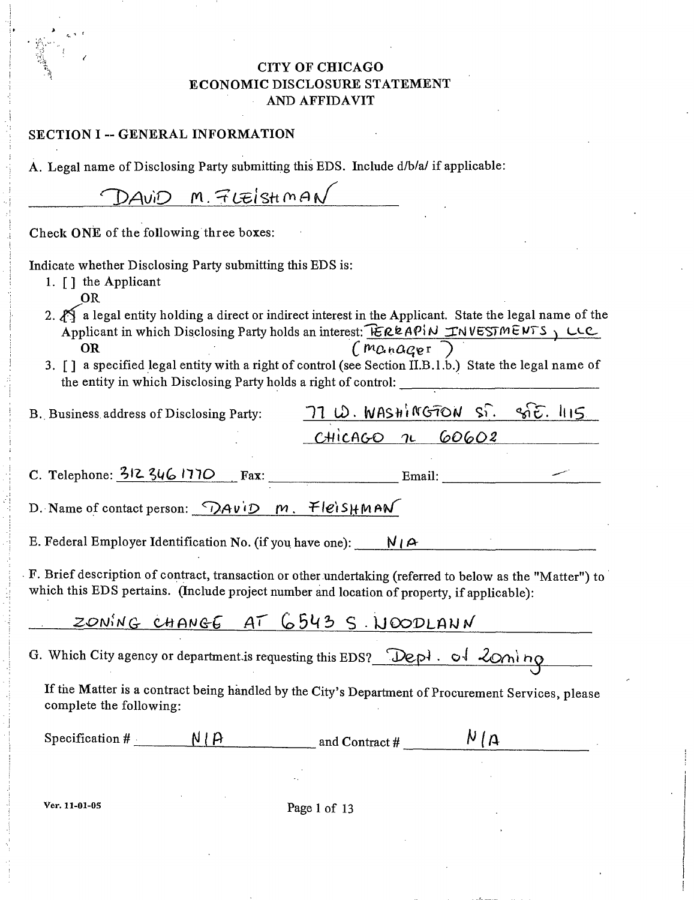# CITY OF CHICAGO
# ECONOMIC DISCLOSURE STATEMENT
# AND AFFIDAVIT

## SECTION I -- GENERAL INFORMATION

A. Legal name of Disclosing Party submitting this EDS. Include d/b/a/ if applicable:

DAVID M. FLEISHMAN

Check ONE of the following three boxes:

Indicate whether Disclosing Party submitting this EDS is:

1. [ ] the Applicant
   OR
2. [X] a legal entity holding a direct or indirect interest in the Applicant. State the legal name of the Applicant in which Disclosing Party holds an interest: TERRAPIN INVESTMENTS, LLC (manager)
   OR
3. [ ] a specified legal entity with a right of control (see Section II.B.1.b.) State the legal name of the entity in which Disclosing Party holds a right of control: ________

B. Business address of Disclosing Party: 77 W. WASHINGTON ST. STE. 1115 CHICAGO IL 60602

C. Telephone: 312 346 1770 Fax: ________ Email: ________

D. Name of contact person: DAVID M. FLEISHMAN

E. Federal Employer Identification No. (if you have one): N/A

F. Brief description of contract, transaction or other undertaking (referred to below as the "Matter") to which this EDS pertains. (Include project number and location of property, if applicable):

ZONING CHANGE AT 6543 S. WOODLAWN

G. Which City agency or department is requesting this EDS? Dept. of Zoning

If the Matter is a contract being handled by the City's Department of Procurement Services, please complete the following:

Specification # N/A and Contract # N/A

Ver. 11-01-05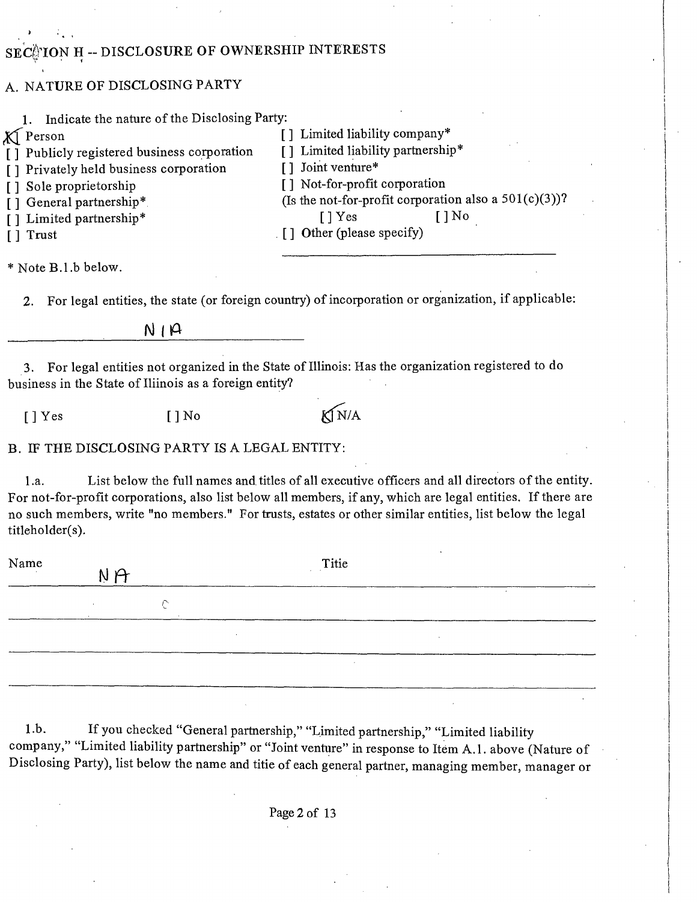## SECTION II -- DISCLOSURE OF OWNERSHIP INTERESTS

### A. NATURE OF DISCLOSING PARTY

1. Indicate the nature of the Disclosing Party:

[X] Person
[ ] Publicly registered business corporation
[ ] Privately held business corporation
[ ] Sole proprietorship
[ ] General partnership*
[ ] Limited partnership*
[ ] Trust
[ ] Limited liability company*
[ ] Limited liability partnership*
[ ] Joint venture*
[ ] Not-for-profit corporation
(Is the not-for-profit corporation also a 501(c)(3))?
[ ] Yes [ ] No
[ ] Other (please specify)

\_\_\_\_\_\_\_\_\_\_\_\_\_\_\_\_\_\_\_\_\_\_\_\_\_\_\_\_\_\_

* Note B.1.b below.

2. For legal entities, the state (or foreign country) of incorporation or organization, if applicable:

N/A

3. For legal entities not organized in the State of Illinois: Has the organization registered to do business in the State of Illinois as a foreign entity?

[ ] Yes [ ] No [X] N/A

### B. IF THE DISCLOSING PARTY IS A LEGAL ENTITY:

1.a. List below the full names and titles of all executive officers and all directors of the entity. For not-for-profit corporations, also list below all members, if any, which are legal entities. If there are no such members, write "no members." For trusts, estates or other similar entities, list below the legal titleholder(s).

| Name | Title |
|---|---|
| NA | |
| | |
| | |
| | |

1.b. If you checked "General partnership," "Limited partnership," "Limited liability company," "Limited liability partnership" or "Joint venture" in response to Item A.1. above (Nature of Disclosing Party), list below the name and title of each general partner, managing member, manager or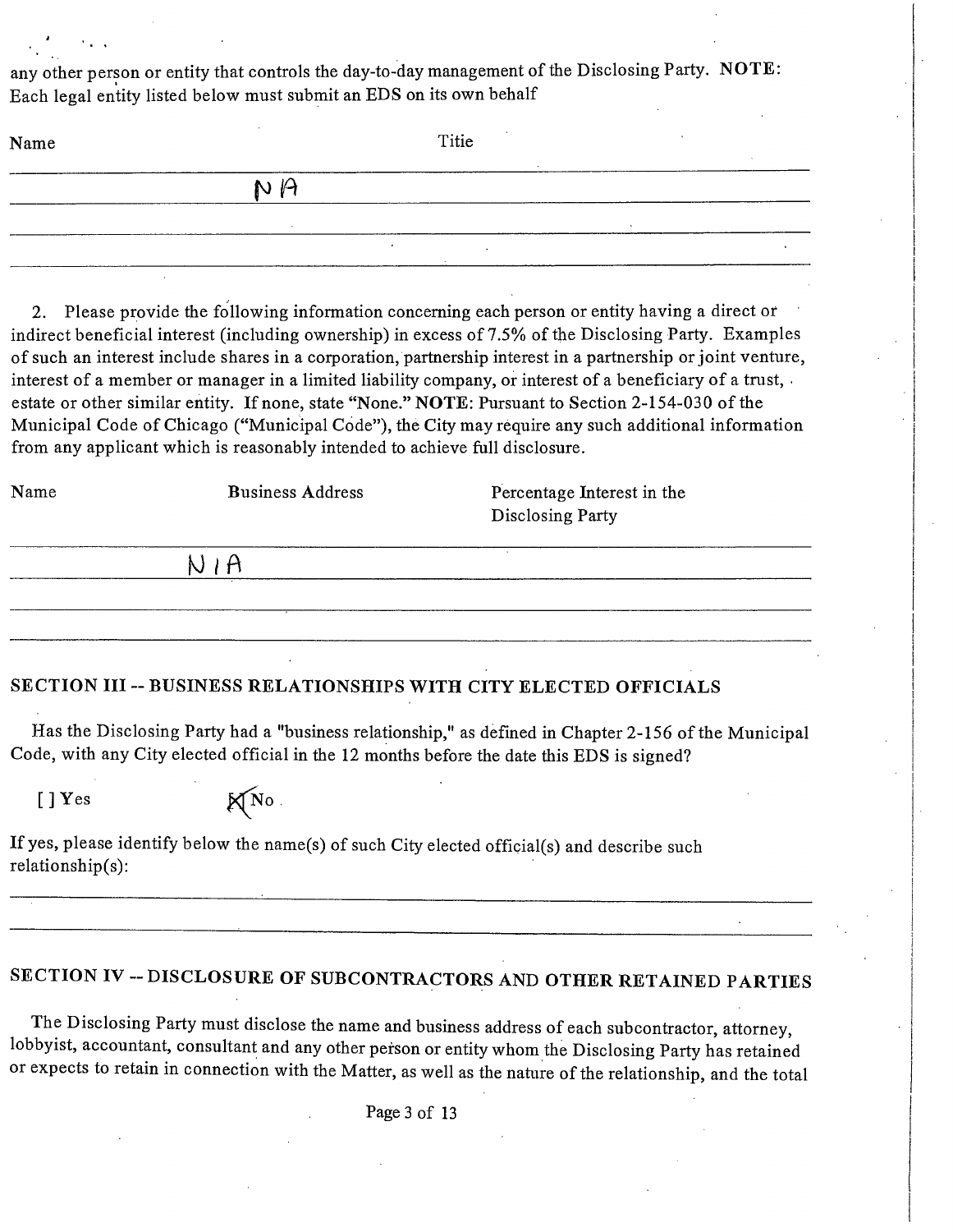any other person or entity that controls the day-to-day management of the Disclosing Party. **NOTE**: Each legal entity listed below must submit an EDS on its own behalf

| Name | Titie |
|---|---|
| NA | |
| | |
| | |

2. Please provide the following information concerning each person or entity having a direct or indirect beneficial interest (including ownership) in excess of 7.5% of the Disclosing Party. Examples of such an interest include shares in a corporation, partnership interest in a partnership or joint venture, interest of a member or manager in a limited liability company, or interest of a beneficiary of a trust, estate or other similar entity. If none, state "None." **NOTE**: Pursuant to Section 2-154-030 of the Municipal Code of Chicago ("Municipal Code"), the City may require any such additional information from any applicant which is reasonably intended to achieve full disclosure.

| Name | Business Address | Percentage Interest in the Disclosing Party |
|---|---|---|
| | N/A | |
| | | |
| | | |

## SECTION III -- BUSINESS RELATIONSHIPS WITH CITY ELECTED OFFICIALS

Has the Disclosing Party had a "business relationship," as defined in Chapter 2-156 of the Municipal Code, with any City elected official in the 12 months before the date this EDS is signed?

[ ] Yes [X] No

If yes, please identify below the name(s) of such City elected official(s) and describe such relationship(s):

## SECTION IV -- DISCLOSURE OF SUBCONTRACTORS AND OTHER RETAINED PARTIES

The Disclosing Party must disclose the name and business address of each subcontractor, attorney, lobbyist, accountant, consultant and any other person or entity whom the Disclosing Party has retained or expects to retain in connection with the Matter, as well as the nature of the relationship, and the total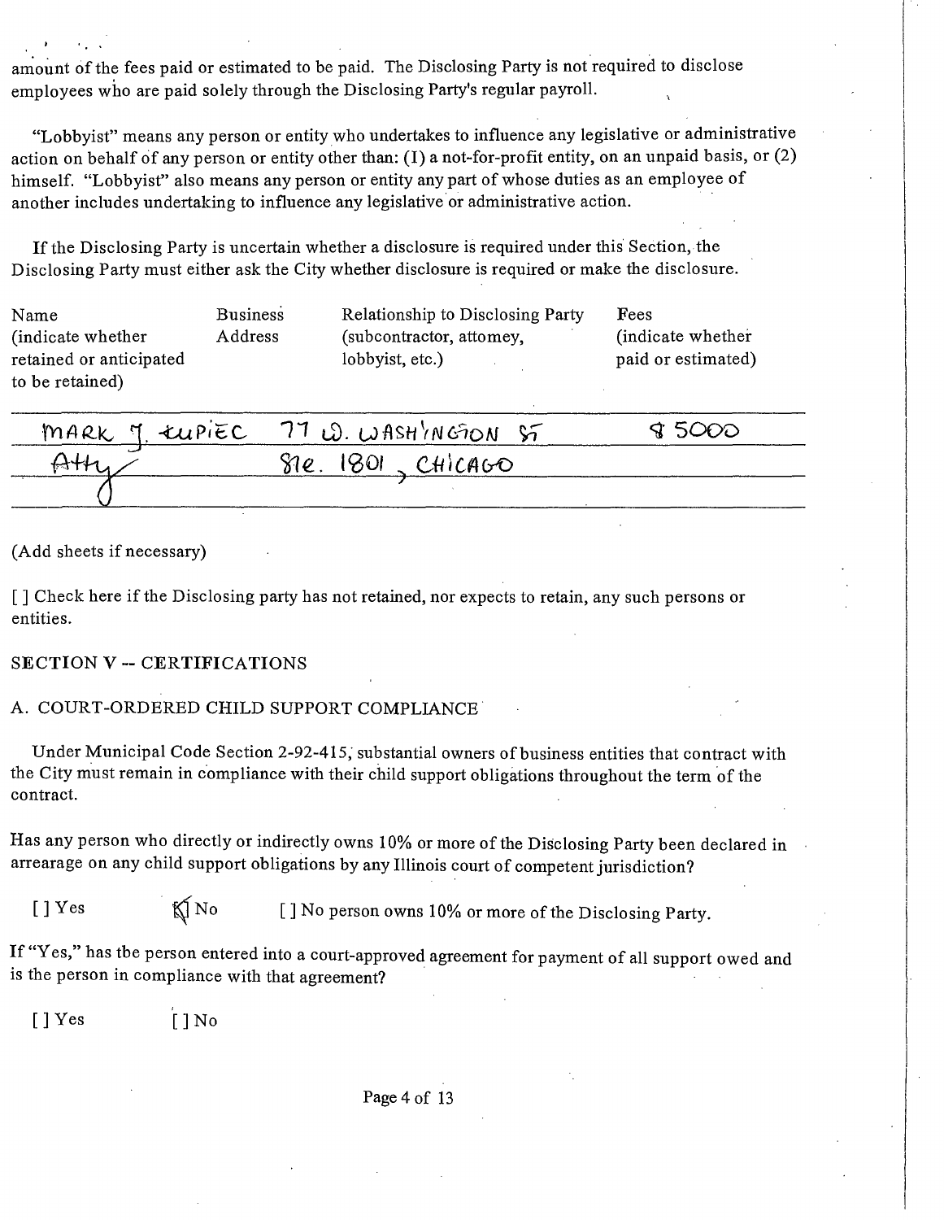amount of the fees paid or estimated to be paid. The Disclosing Party is not required to disclose employees who are paid solely through the Disclosing Party's regular payroll.

"Lobbyist" means any person or entity who undertakes to influence any legislative or administrative action on behalf of any person or entity other than: (I) a not-for-profit entity, on an unpaid basis, or (2) himself. "Lobbyist" also means any person or entity any part of whose duties as an employee of another includes undertaking to influence any legislative or administrative action.

If the Disclosing Party is uncertain whether a disclosure is required under this Section, the Disclosing Party must either ask the City whether disclosure is required or make the disclosure.

| Name (indicate whether retained or anticipated to be retained) | Business Address | Relationship to Disclosing Party (subcontractor, attomey, lobbyist, etc.) | Fees (indicate whether paid or estimated) |
|---|---|---|---|
| MARK J. KUPIEC | 77 W. WASHINGTON ST STE. 1801, CHICAGO | | $5000 |
| Atty | | | |

(Add sheets if necessary)

[ ] Check here if the Disclosing party has not retained, nor expects to retain, any such persons or entities.

## SECTION V -- CERTIFICATIONS

### A. COURT-ORDERED CHILD SUPPORT COMPLIANCE

Under Municipal Code Section 2-92-415, substantial owners of business entities that contract with the City must remain in compliance with their child support obligations throughout the term of the contract.

Has any person who directly or indirectly owns 10% or more of the Disclosing Party been declared in arrearage on any child support obligations by any Illinois court of competent jurisdiction?

[ ] Yes [X] No [ ] No person owns 10% or more of the Disclosing Party.

If "Yes," has tbe person entered into a court-approved agreement for payment of all support owed and is the person in compliance with that agreement?

[ ] Yes [ ] No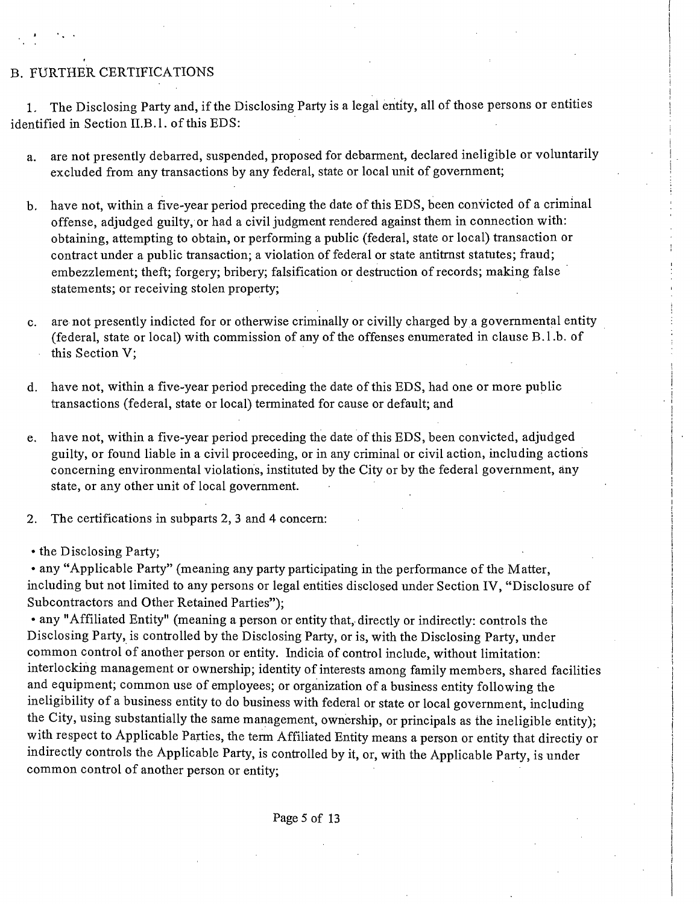## B. FURTHER CERTIFICATIONS

1. The Disclosing Party and, if the Disclosing Party is a legal entity, all of those persons or entities identified in Section II.B.1. of this EDS:

   a. are not presently debarred, suspended, proposed for debarment, declared ineligible or voluntarily excluded from any transactions by any federal, state or local unit of government;

   b. have not, within a five-year period preceding the date of this EDS, been convicted of a criminal offense, adjudged guilty, or had a civil judgment rendered against them in connection with: obtaining, attempting to obtain, or performing a public (federal, state or local) transaction or contract under a public transaction; a violation of federal or state antitrnst statutes; fraud; embezzlement; theft; forgery; bribery; falsification or destruction of records; making false statements; or receiving stolen property;

   c. are not presently indicted for or otherwise criminally or civilly charged by a governmental entity (federal, state or local) with commission of any of the offenses enumerated in clause B.1.b. of this Section V;

   d. have not, within a five-year period preceding the date of this EDS, had one or more public transactions (federal, state or local) terminated for cause or default; and

   e. have not, within a five-year period preceding the date of this EDS, been convicted, adjudged guilty, or found liable in a civil proceeding, or in any criminal or civil action, including actions concerning environmental violations, instituted by the City or by the federal government, any state, or any other unit of local government.

2. The certifications in subparts 2, 3 and 4 concern:

- the Disclosing Party;
- any "Applicable Party" (meaning any party participating in the performance of the Matter, including but not limited to any persons or legal entities disclosed under Section IV, "Disclosure of Subcontractors and Other Retained Parties");
- any "Affiliated Entity" (meaning a person or entity that, directly or indirectly: controls the Disclosing Party, is controlled by the Disclosing Party, or is, with the Disclosing Party, under common control of another person or entity. Indicia of control include, without limitation: interlocking management or ownership; identity of interests among family members, shared facilities and equipment; common use of employees; or organization of a business entity following the ineligibility of a business entity to do business with federal or state or local government, including the City, using substantially the same management, ownership, or principals as the ineligible entity); with respect to Applicable Parties, the term Affiliated Entity means a person or entity that directiy or indirectly controls the Applicable Party, is controlled by it, or, with the Applicable Party, is under common control of another person or entity;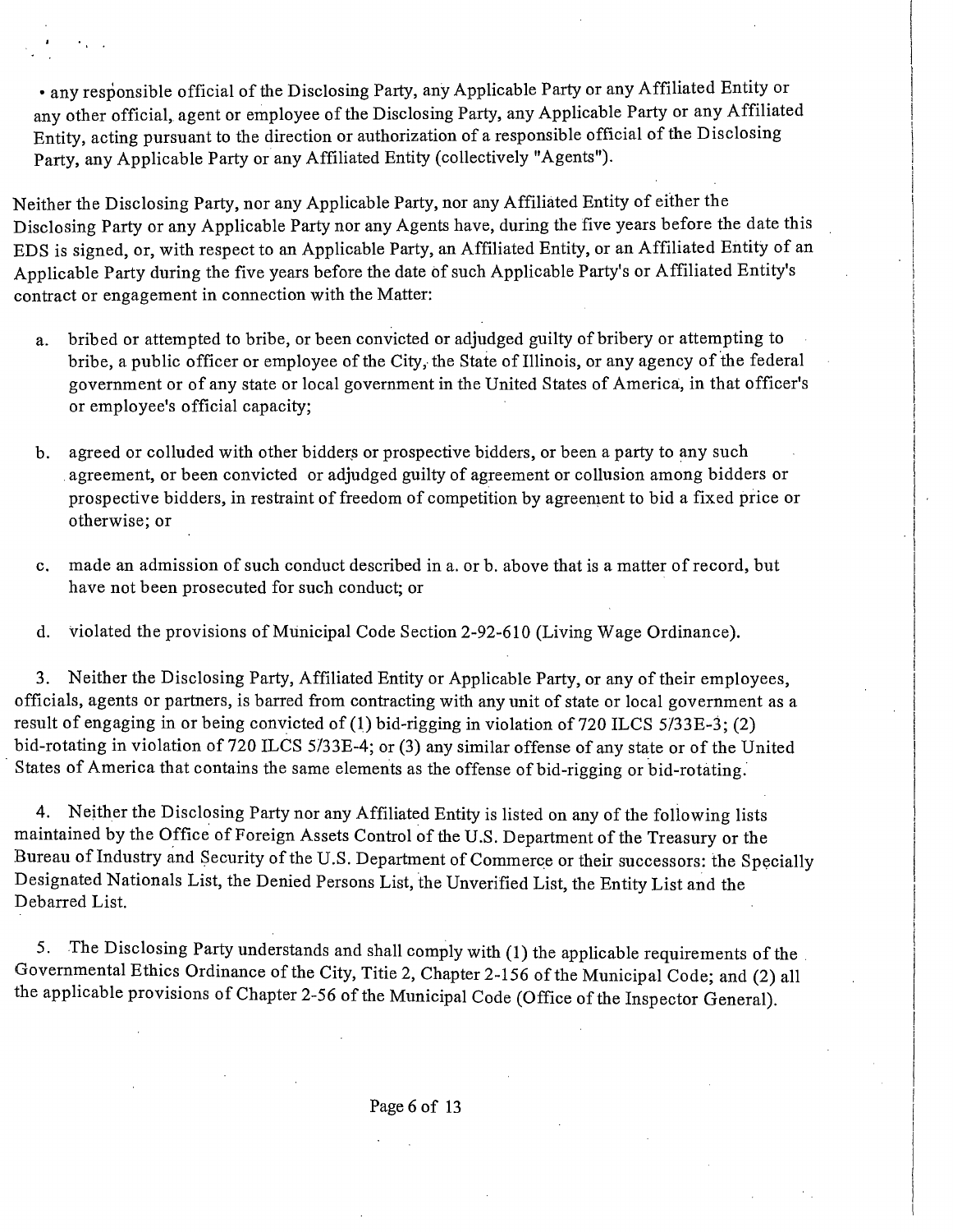- any responsible official of the Disclosing Party, any Applicable Party or any Affiliated Entity or any other official, agent or employee of the Disclosing Party, any Applicable Party or any Affiliated Entity, acting pursuant to the direction or authorization of a responsible official of the Disclosing Party, any Applicable Party or any Affiliated Entity (collectively "Agents").

Neither the Disclosing Party, nor any Applicable Party, nor any Affiliated Entity of either the Disclosing Party or any Applicable Party nor any Agents have, during the five years before the date this EDS is signed, or, with respect to an Applicable Party, an Affiliated Entity, or an Affiliated Entity of an Applicable Party during the five years before the date of such Applicable Party's or Affiliated Entity's contract or engagement in connection with the Matter:

a. bribed or attempted to bribe, or been convicted or adjudged guilty of bribery or attempting to bribe, a public officer or employee of the City, the State of Illinois, or any agency of the federal government or of any state or local government in the United States of America, in that officer's or employee's official capacity;

b. agreed or colluded with other bidders or prospective bidders, or been a party to any such agreement, or been convicted or adjudged guilty of agreement or collusion among bidders or prospective bidders, in restraint of freedom of competition by agreement to bid a fixed price or otherwise; or

c. made an admission of such conduct described in a. or b. above that is a matter of record, but have not been prosecuted for such conduct; or

d. violated the provisions of Municipal Code Section 2-92-610 (Living Wage Ordinance).

3. Neither the Disclosing Party, Affiliated Entity or Applicable Party, or any of their employees, officials, agents or partners, is barred from contracting with any unit of state or local government as a result of engaging in or being convicted of (1) bid-rigging in violation of 720 ILCS 5/33E-3; (2) bid-rotating in violation of 720 ILCS 5/33E-4; or (3) any similar offense of any state or of the United States of America that contains the same elements as the offense of bid-rigging or bid-rotating.

4. Neither the Disclosing Party nor any Affiliated Entity is listed on any of the following lists maintained by the Office of Foreign Assets Control of the U.S. Department of the Treasury or the Bureau of Industry and Security of the U.S. Department of Commerce or their successors: the Specially Designated Nationals List, the Denied Persons List, the Unverified List, the Entity List and the Debarred List.

5. The Disclosing Party understands and shall comply with (1) the applicable requirements of the Governmental Ethics Ordinance of the City, Titie 2, Chapter 2-156 of the Municipal Code; and (2) all the applicable provisions of Chapter 2-56 of the Municipal Code (Office of the Inspector General).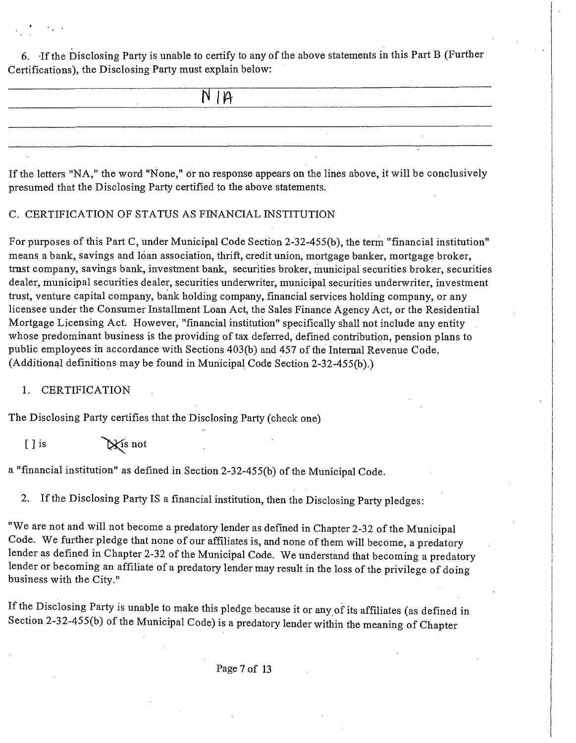6. If the Disclosing Party is unable to certify to any of the above statements in this Part B (Further Certifications), the Disclosing Party must explain below:

N/A

If the letters "NA," the word "None," or no response appears on the lines above, it will be conclusively presumed that the Disclosing Party certified to the above statements.

C. CERTIFICATION OF STATUS AS FINANCIAL INSTITUTION

For purposes of this Part C, under Municipal Code Section 2-32-455(b), the term "financial institution" means a bank, savings and loan association, thrift, credit union, mortgage banker, mortgage broker, trust company, savings bank, investment bank, securities broker, municipal securities broker, securities dealer, municipal securities dealer, securities underwriter, municipal securities underwriter, investment trust, venture capital company, bank holding company, financial services holding company, or any licensee under the Consumer Installment Loan Act, the Sales Finance Agency Act, or the Residential Mortgage Licensing Act. However, "financial institution" specifically shall not include any entity whose predominant business is the providing of tax deferred, defined contribution, pension plans to public employees in accordance with Sections 403(b) and 457 of the Internal Revenue Code. (Additional definitions may be found in Municipal Code Section 2-32-455(b).)

1. CERTIFICATION

The Disclosing Party certifies that the Disclosing Party (check one)

[ ] is [X] is not

a "financial institution" as defined in Section 2-32-455(b) of the Municipal Code.

2. If the Disclosing Party IS a financial institution, then the Disclosing Party pledges:

"We are not and will not become a predatory lender as defined in Chapter 2-32 of the Municipal Code. We further pledge that none of our affiliates is, and none of them will become, a predatory lender as defined in Chapter 2-32 of the Municipal Code. We understand that becoming a predatory lender or becoming an affiliate of a predatory lender may result in the loss of the privilege of doing business with the City."

If the Disclosing Party is unable to make this pledge because it or any of its affiliates (as defined in Section 2-32-455(b) of the Municipal Code) is a predatory lender within the meaning of Chapter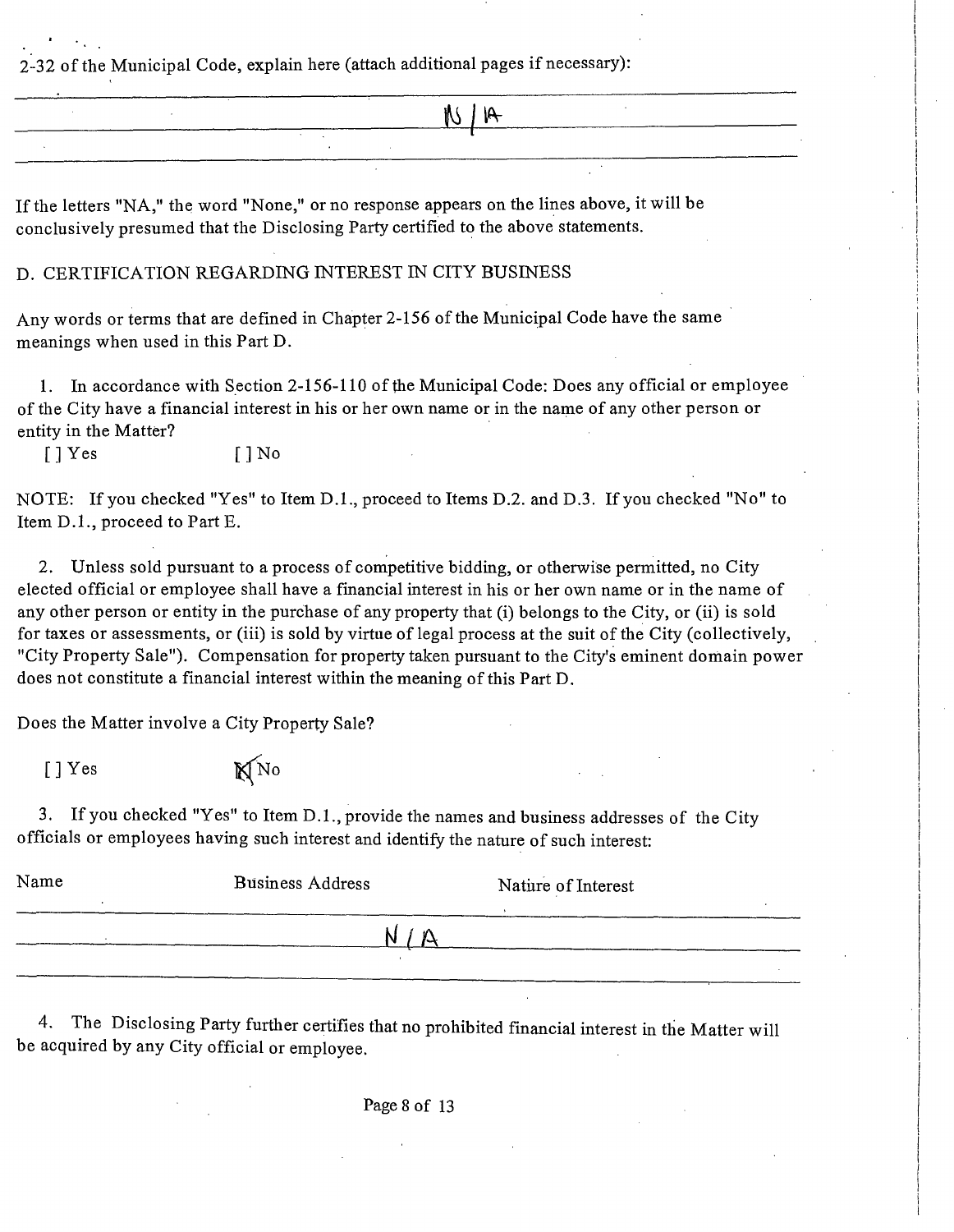2-32 of the Municipal Code, explain here (attach additional pages if necessary):

N/A

If the letters "NA," the word "None," or no response appears on the lines above, it will be conclusively presumed that the Disclosing Party certified to the above statements.

D. CERTIFICATION REGARDING INTEREST IN CITY BUSINESS

Any words or terms that are defined in Chapter 2-156 of the Municipal Code have the same meanings when used in this Part D.

1. In accordance with Section 2-156-110 of the Municipal Code: Does any official or employee of the City have a financial interest in his or her own name or in the name of any other person or entity in the Matter?

[ ] Yes [ ] No

NOTE: If you checked "Yes" to Item D.1., proceed to Items D.2. and D.3. If you checked "No" to Item D.1., proceed to Part E.

2. Unless sold pursuant to a process of competitive bidding, or otherwise permitted, no City elected official or employee shall have a financial interest in his or her own name or in the name of any other person or entity in the purchase of any property that (i) belongs to the City, or (ii) is sold for taxes or assessments, or (iii) is sold by virtue of legal process at the suit of the City (collectively, "City Property Sale"). Compensation for property taken pursuant to the City's eminent domain power does not constitute a financial interest within the meaning of this Part D.

Does the Matter involve a City Property Sale?

[ ] Yes [X] No

3. If you checked "Yes" to Item D.1., provide the names and business addresses of the City officials or employees having such interest and identify the nature of such interest:

| Name | Business Address | Nature of Interest |
| --- | --- | --- |
| | N/A | |

4. The Disclosing Party further certifies that no prohibited financial interest in the Matter will be acquired by any City official or employee.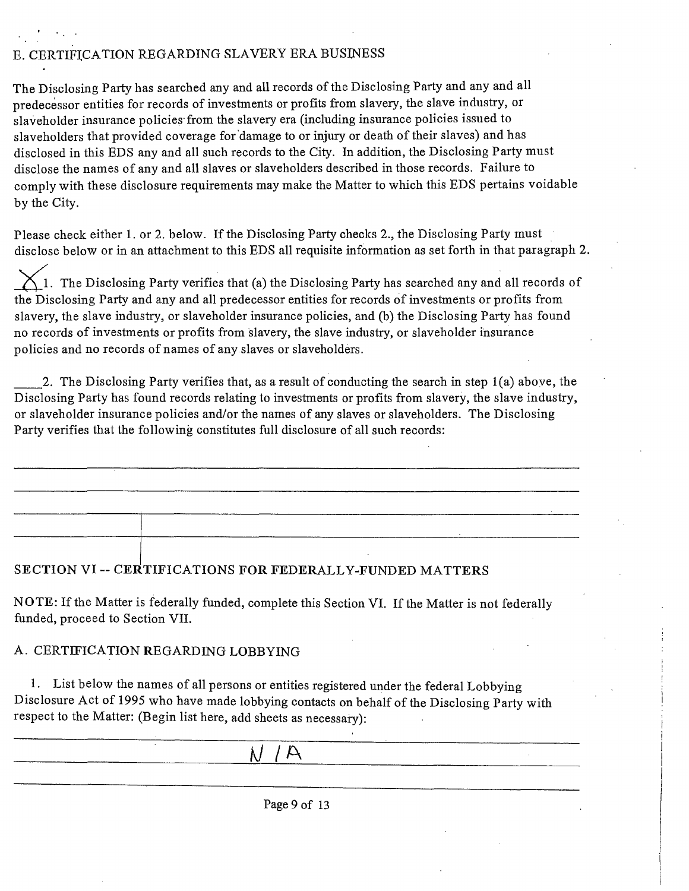## E. CERTIFICATION REGARDING SLAVERY ERA BUSINESS

The Disclosing Party has searched any and all records of the Disclosing Party and any and all predecessor entities for records of investments or profits from slavery, the slave industry, or slaveholder insurance policies from the slavery era (including insurance policies issued to slaveholders that provided coverage for damage to or injury or death of their slaves) and has disclosed in this EDS any and all such records to the City. In addition, the Disclosing Party must disclose the names of any and all slaves or slaveholders described in those records. Failure to comply with these disclosure requirements may make the Matter to which this EDS pertains voidable by the City.

Please check either 1. or 2. below. If the Disclosing Party checks 2., the Disclosing Party must disclose below or in an attachment to this EDS all requisite information as set forth in that paragraph 2.

X 1. The Disclosing Party verifies that (a) the Disclosing Party has searched any and all records of the Disclosing Party and any and all predecessor entities for records of investments or profits from slavery, the slave industry, or slaveholder insurance policies, and (b) the Disclosing Party has found no records of investments or profits from slavery, the slave industry, or slaveholder insurance policies and no records of names of any slaves or slaveholders.

____ 2. The Disclosing Party verifies that, as a result of conducting the search in step 1(a) above, the Disclosing Party has found records relating to investments or profits from slavery, the slave industry, or slaveholder insurance policies and/or the names of any slaves or slaveholders. The Disclosing Party verifies that the following constitutes full disclosure of all such records:

______________________________________________________________________________

______________________________________________________________________________

______________________________________________________________________________

______________________________________________________________________________

## SECTION VI -- CERTIFICATIONS FOR FEDERALLY-FUNDED MATTERS

**NOTE:** If the Matter is federally funded, complete this Section VI. If the Matter is not federally funded, proceed to Section VII.

### A. CERTIFICATION REGARDING LOBBYING

1. List below the names of all persons or entities registered under the federal Lobbying Disclosure Act of 1995 who have made lobbying contacts on behalf of the Disclosing Party with respect to the Matter: (Begin list here, add sheets as necessary):

N/A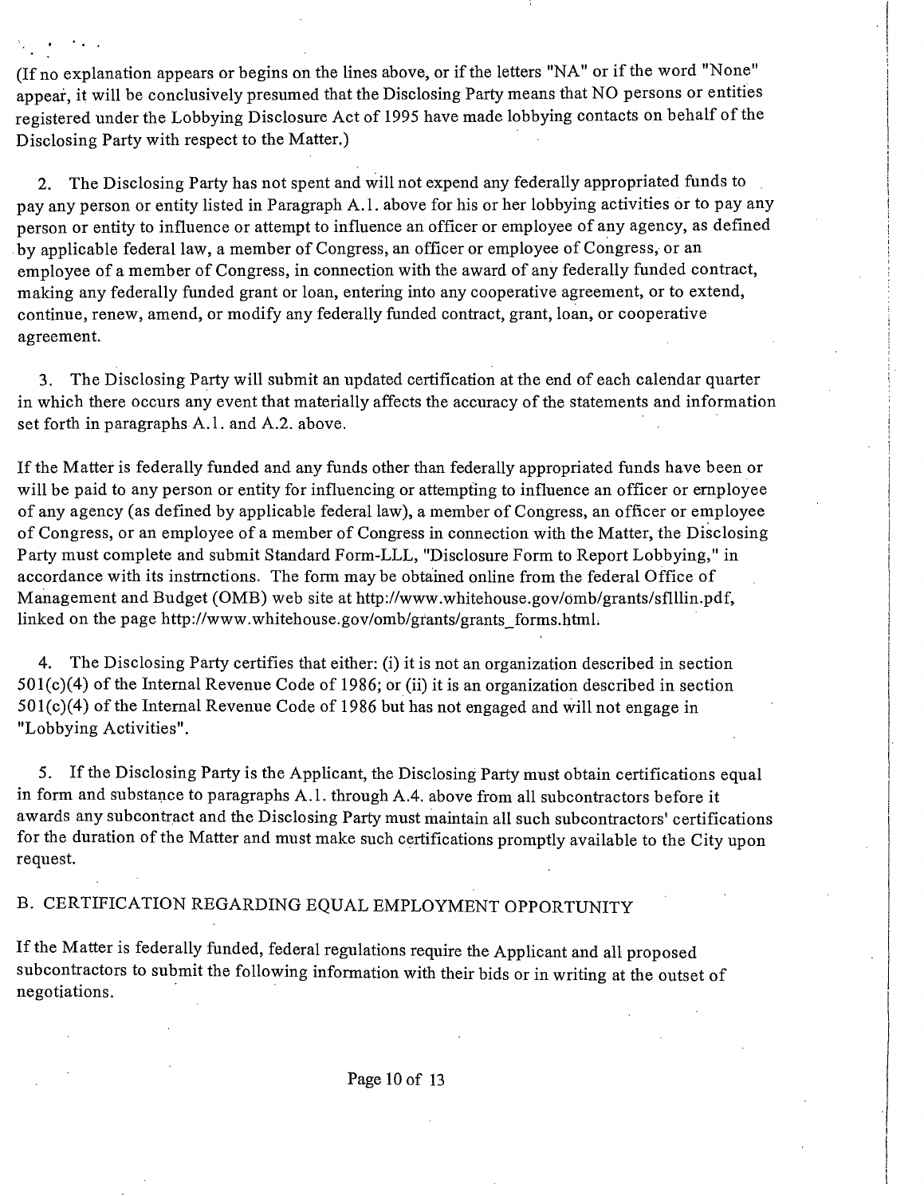(If no explanation appears or begins on the lines above, or if the letters "NA" or if the word "None" appear, it will be conclusively presumed that the Disclosing Party means that NO persons or entities registered under the Lobbying Disclosure Act of 1995 have made lobbying contacts on behalf of the Disclosing Party with respect to the Matter.)

2. The Disclosing Party has not spent and will not expend any federally appropriated funds to pay any person or entity listed in Paragraph A.1. above for his or her lobbying activities or to pay any person or entity to influence or attempt to influence an officer or employee of any agency, as defined by applicable federal law, a member of Congress, an officer or employee of Congress, or an employee of a member of Congress, in connection with the award of any federally funded contract, making any federally funded grant or loan, entering into any cooperative agreement, or to extend, continue, renew, amend, or modify any federally funded contract, grant, loan, or cooperative agreement.

3. The Disclosing Party will submit an updated certification at the end of each calendar quarter in which there occurs any event that materially affects the accuracy of the statements and information set forth in paragraphs A.1. and A.2. above.

If the Matter is federally funded and any funds other than federally appropriated funds have been or will be paid to any person or entity for influencing or attempting to influence an officer or employee of any agency (as defined by applicable federal law), a member of Congress, an officer or employee of Congress, or an employee of a member of Congress in connection with the Matter, the Disclosing Party must complete and submit Standard Form-LLL, "Disclosure Form to Report Lobbying," in accordance with its instrnctions. The form may be obtained online from the federal Office of Management and Budget (OMB) web site at http://www.whitehouse.gov/omb/grants/sflllin.pdf, linked on the page http://www.whitehouse.gov/omb/grants/grants_forms.html.

4. The Disclosing Party certifies that either: (i) it is not an organization described in section 501(c)(4) of the Internal Revenue Code of 1986; or (ii) it is an organization described in section 501(c)(4) of the Internal Revenue Code of 1986 but has not engaged and will not engage in "Lobbying Activities".

5. If the Disclosing Party is the Applicant, the Disclosing Party must obtain certifications equal in form and substance to paragraphs A.1. through A.4. above from all subcontractors before it awards any subcontract and the Disclosing Party must maintain all such subcontractors' certifications for the duration of the Matter and must make such certifications promptly available to the City upon request.

## B. CERTIFICATION REGARDING EQUAL EMPLOYMENT OPPORTUNITY

If the Matter is federally funded, federal regulations require the Applicant and all proposed subcontractors to submit the following information with their bids or in writing at the outset of negotiations.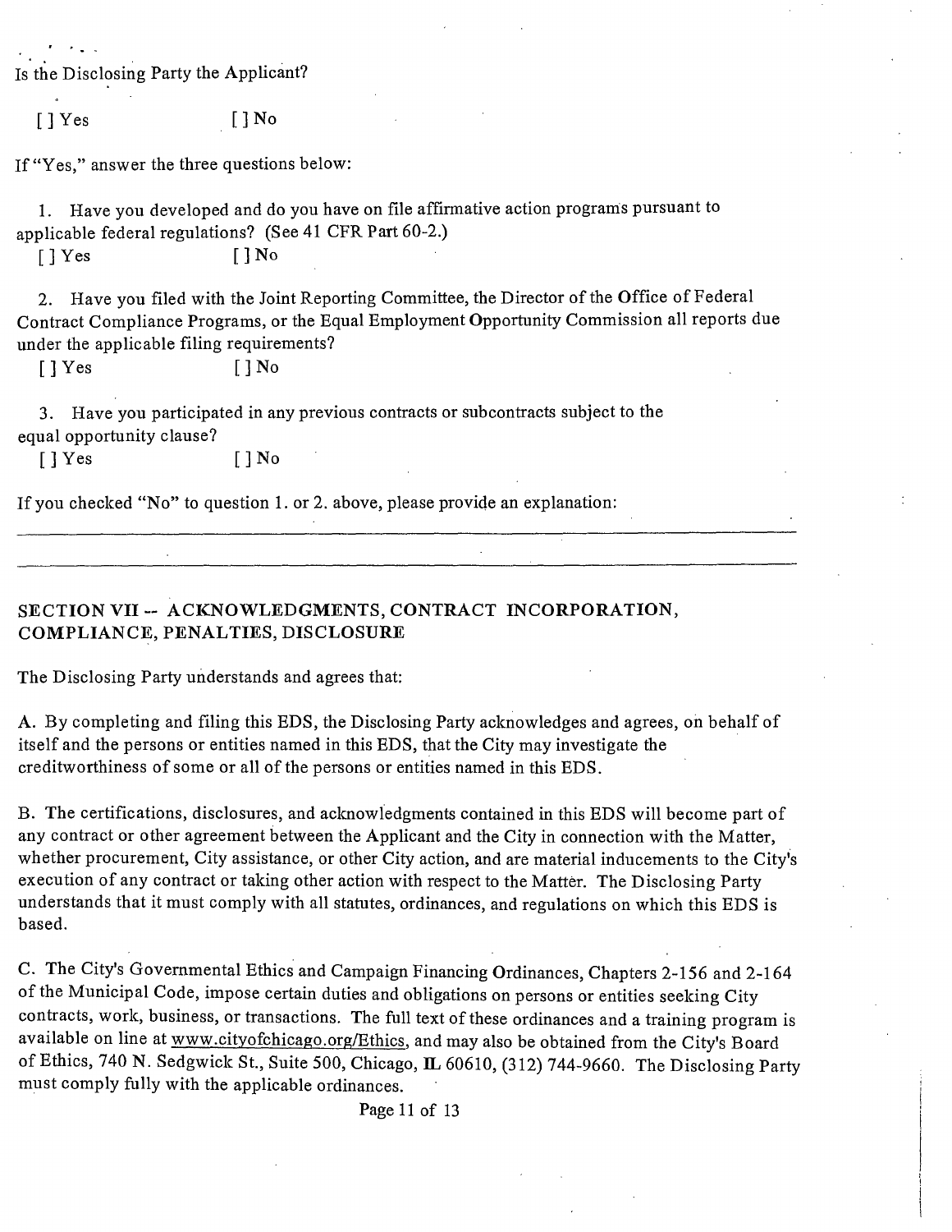Is the Disclosing Party the Applicant?

[ ] Yes [ ] No

If "Yes," answer the three questions below:

1. Have you developed and do you have on file affirmative action programs pursuant to applicable federal regulations? (See 41 CFR Part 60-2.)

[ ] Yes [ ] No

2. Have you filed with the Joint Reporting Committee, the Director of the Office of Federal Contract Compliance Programs, or the Equal Employment Opportunity Commission all reports due under the applicable filing requirements?

[ ] Yes [ ] No

3. Have you participated in any previous contracts or subcontracts subject to the equal opportunity clause?

[ ] Yes [ ] No

If you checked "No" to question 1. or 2. above, please provide an explanation:

___________________________________________________________________________

___________________________________________________________________________

## SECTION VII -- ACKNOWLEDGMENTS, CONTRACT INCORPORATION, COMPLIANCE, PENALTIES, DISCLOSURE

The Disclosing Party understands and agrees that:

A. By completing and filing this EDS, the Disclosing Party acknowledges and agrees, on behalf of itself and the persons or entities named in this EDS, that the City may investigate the creditworthiness of some or all of the persons or entities named in this EDS.

B. The certifications, disclosures, and acknowledgments contained in this EDS will become part of any contract or other agreement between the Applicant and the City in connection with the Matter, whether procurement, City assistance, or other City action, and are material inducements to the City's execution of any contract or taking other action with respect to the Matter. The Disclosing Party understands that it must comply with all statutes, ordinances, and regulations on which this EDS is based.

C. The City's Governmental Ethics and Campaign Financing Ordinances, Chapters 2-156 and 2-164 of the Municipal Code, impose certain duties and obligations on persons or entities seeking City contracts, work, business, or transactions. The full text of these ordinances and a training program is available on line at www.cityofchicago.org/Ethics, and may also be obtained from the City's Board of Ethics, 740 N. Sedgwick St., Suite 500, Chicago, IL 60610, (312) 744-9660. The Disclosing Party must comply fully with the applicable ordinances.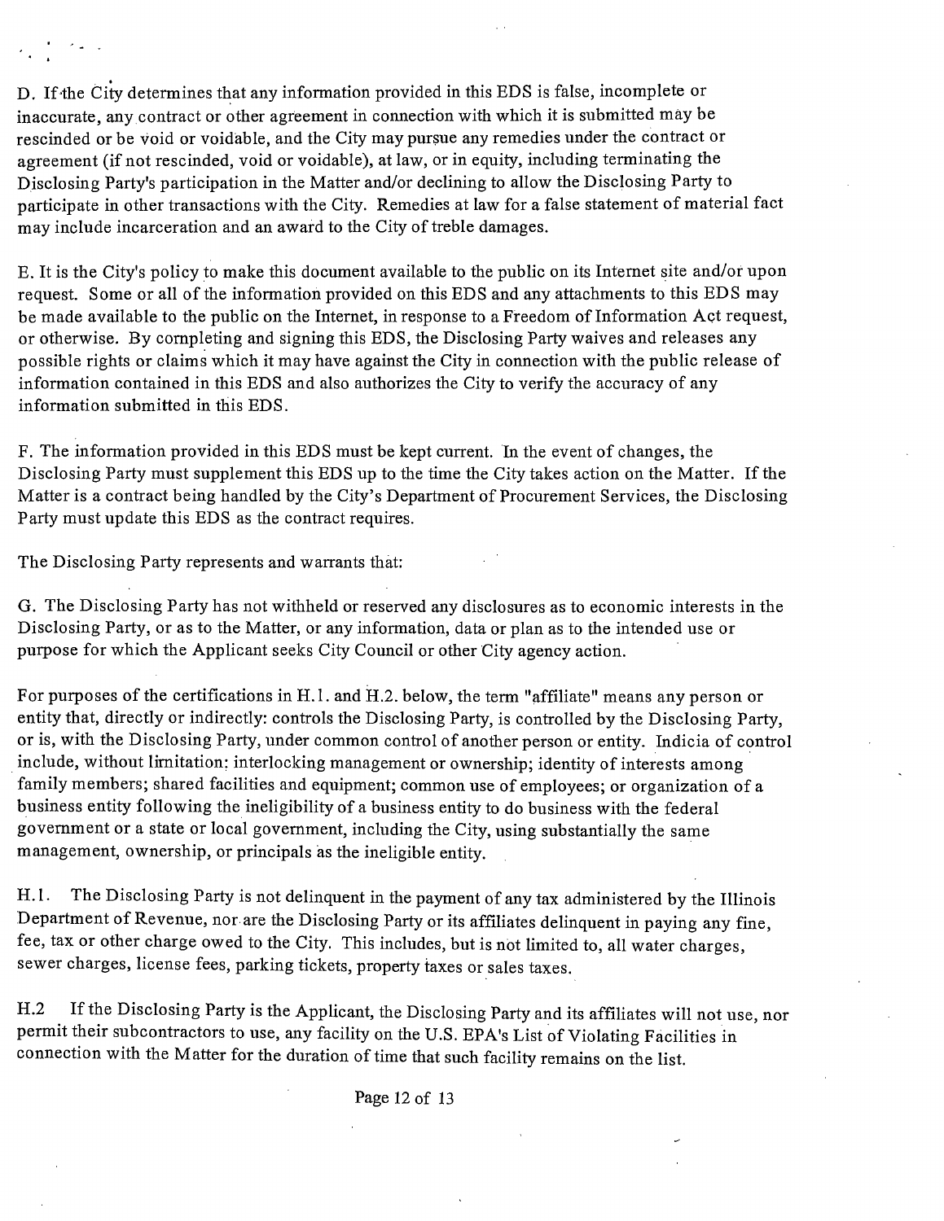D. If the City determines that any information provided in this EDS is false, incomplete or inaccurate, any contract or other agreement in connection with which it is submitted may be rescinded or be void or voidable, and the City may pursue any remedies under the contract or agreement (if not rescinded, void or voidable), at law, or in equity, including terminating the Disclosing Party's participation in the Matter and/or declining to allow the Disclosing Party to participate in other transactions with the City. Remedies at law for a false statement of material fact may include incarceration and an award to the City of treble damages.

E. It is the City's policy to make this document available to the public on its Internet site and/or upon request. Some or all of the information provided on this EDS and any attachments to this EDS may be made available to the public on the Internet, in response to a Freedom of Information Act request, or otherwise. By completing and signing this EDS, the Disclosing Party waives and releases any possible rights or claims which it may have against the City in connection with the public release of information contained in this EDS and also authorizes the City to verify the accuracy of any information submitted in this EDS.

F. The information provided in this EDS must be kept current. In the event of changes, the Disclosing Party must supplement this EDS up to the time the City takes action on the Matter. If the Matter is a contract being handled by the City's Department of Procurement Services, the Disclosing Party must update this EDS as the contract requires.

The Disclosing Party represents and warrants that:

G. The Disclosing Party has not withheld or reserved any disclosures as to economic interests in the Disclosing Party, or as to the Matter, or any information, data or plan as to the intended use or purpose for which the Applicant seeks City Council or other City agency action.

For purposes of the certifications in H.1. and H.2. below, the term "affiliate" means any person or entity that, directly or indirectly: controls the Disclosing Party, is controlled by the Disclosing Party, or is, with the Disclosing Party, under common control of another person or entity. Indicia of control include, without limitation: interlocking management or ownership; identity of interests among family members; shared facilities and equipment; common use of employees; or organization of a business entity following the ineligibility of a business entity to do business with the federal government or a state or local government, including the City, using substantially the same management, ownership, or principals as the ineligible entity.

H.1. The Disclosing Party is not delinquent in the payment of any tax administered by the Illinois Department of Revenue, nor are the Disclosing Party or its affiliates delinquent in paying any fine, fee, tax or other charge owed to the City. This includes, but is not limited to, all water charges, sewer charges, license fees, parking tickets, property taxes or sales taxes.

H.2 If the Disclosing Party is the Applicant, the Disclosing Party and its affiliates will not use, nor permit their subcontractors to use, any facility on the U.S. EPA's List of Violating Facilities in connection with the Matter for the duration of time that such facility remains on the list.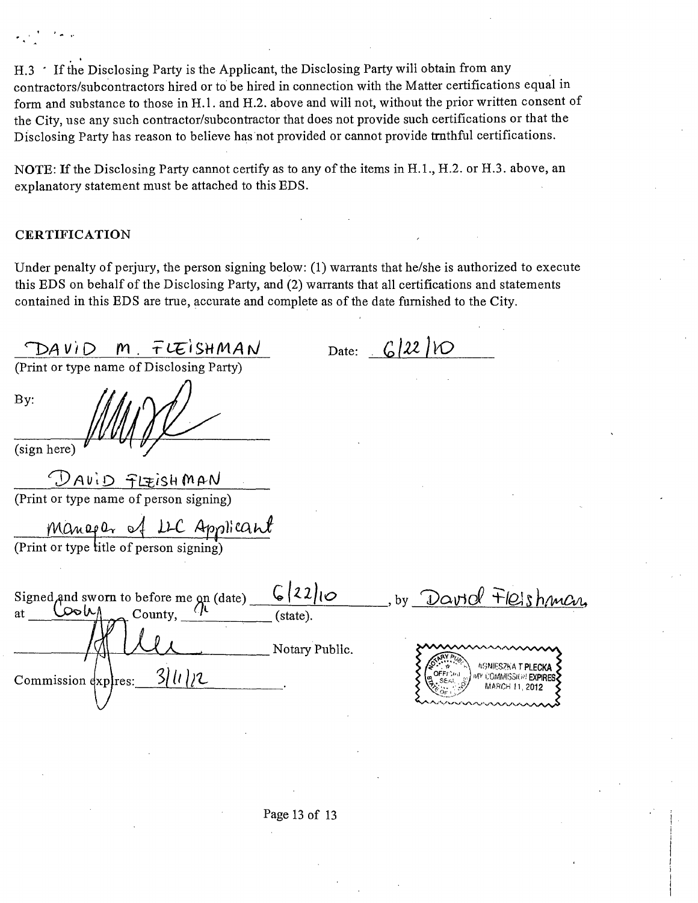H.3 If the Disclosing Party is the Applicant, the Disclosing Party will obtain from any contractors/subcontractors hired or to be hired in connection with the Matter certifications equal in form and substance to those in H.1. and H.2. above and will not, without the prior written consent of the City, use any such contractor/subcontractor that does not provide such certifications or that the Disclosing Party has reason to believe has not provided or cannot provide truthful certifications.

NOTE: If the Disclosing Party cannot certify as to any of the items in H.1., H.2. or H.3. above, an explanatory statement must be attached to this EDS.

**CERTIFICATION**

Under penalty of perjury, the person signing below: (1) warrants that he/she is authorized to execute this EDS on behalf of the Disclosing Party, and (2) warrants that all certifications and statements contained in this EDS are true, accurate and complete as of the date furnished to the City.

DAVID M. FLEISHMAN
(Print or type name of Disclosing Party)

Date: 6/22/10

By: [signature]
(sign here)

DAVID FLEISHMAN
(Print or type name of person signing)

Manager of LLC Applicant
(Print or type title of person signing)

Signed and sworn to before me on (date) 6/22/10, by David Fleishman at Cook County, IL (state).

[signature] Notary Public.

Commission expires: 3/11/12.

OFFICIAL SEAL
AGNIESZKA T PLECKA
MY COMMISSION EXPIRES MARCH 11, 2012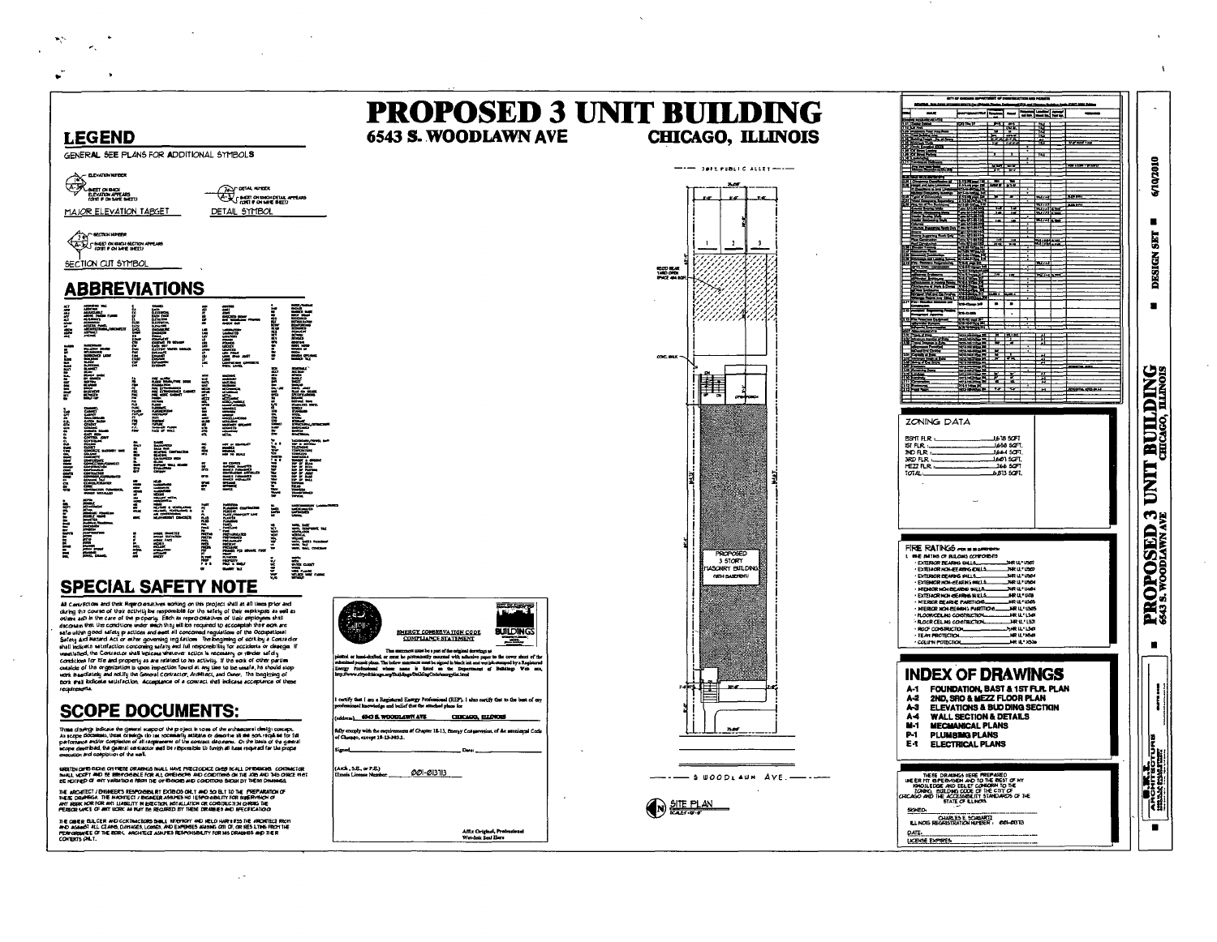# PROPOSED 3 UNIT BUILDING

**6543 S. WOODLAWN AVE** **CHICAGO, ILLINOIS**

## LEGEND

GENERAL SEE PLANS FOR ADDITIONAL SYMBOLS

MAJOR ELEVATION TARGET

DETAIL SYMBOL

SECTION CUT SYMBOL

## ABBREVIATIONS

## SPECIAL SAFETY NOTE

All Contractors and their Representatives working on this project shall at all times prior and during the course of their activity be responsible for the safety of their employees as well as others and in the care of the property. Each as representatives of their employees shall discuss with the conditions under which they will be required to accomplish their work are safe with good safety practices and meet all concerned regulations of the Occupational Safety and Hazard Act or other governing regulations. The beginning of work by a Contractor shall indicate satisfaction concerning safety and full responsibility for accidents or damage. If unsatisfied, the Contractor shall indicate whatever action is necessary or render safety conditions for life and property as are related to his activity. If the work of other parties outside of the organization is upon inspection found at any time to be unsafe, he should stop work immediately and notify the General Contractor, Architect, and Owner. The beginning of work shall indicate satisfaction. Acceptance of a contract shall indicate acceptance of these requirements.

## SCOPE DOCUMENTS:

These drawings indicate the general scope of the project in terms of the architectural design concept. As scope documents, these drawings do not necessarily indicate or describe all the work required for full performance and/or completion of all requirements of the contract documents. On the basis of the general scope described, the general contractor shall be responsible to furnish all items required for the proper execution and completion of the work.

WRITTEN DIMENSIONS ON THESE DRAWINGS SHALL HAVE PRECEDENCE OVER SCALED DIMENSIONS. CONTRACTOR SHALL VERIFY AND BE RESPONSIBLE FOR ALL DIMENSIONS AND CONDITIONS ON THE JOB AND THIS OFFICE MUST BE NOTIFIED OF ANY VARIATIONS FROM THE DIMENSIONS AND CONDITIONS SHOWN BY THESE DRAWINGS.

THE ARCHITECT / ENGINEER'S RESPONSIBILITY EXISTS ONLY AND SO FAR AS TO THE PREPARATION OF THESE DRAWINGS. THE ARCHITECT / ENGINEER ASSUMES NO RESPONSIBILITY FOR SUPERVISION OF ANY WORK NOR FOR ANY LIABILITY IN ERECTION, INSTALLATION OR CONSTRUCTION DURING THE PERFORMANCE OF ANY WORK AS MAY BE REQUIRED BY THESE DRAWINGS AND SPECIFICATIONS.

THE OWNER, BUILDER AND CONTRACTORS SHALL INDEMNIFY AND HOLD HARMLESS THE ARCHITECT FROM AND AGAINST ALL CLAIMS, DAMAGES, LOSSES, AND EXPENSES ARISING OUT OF OR RESULTING FROM THE PERFORMANCE OF THE WORK. ARCHITECT ASSUMES RESPONSIBILITY FOR THE DRAWINGS AND THEIR CONTENTS ONLY.

**ENERGY CONSERVATION CODE COMPLIANCE STATEMENT**

This statement must be a part of the original drawings as plotted or hand-drafted, or must be permanently mounted with adhesive paper to the cover sheet of the submitted permit plans. The below statement must be signed in black ink and wet ink-stamped by a Registered Energy Professional whose name is listed on the Department of Buildings Web site, http://www.cityofchicago.org/Buildings/BuildingCode/energylist.html

I certify that I am a Registered Energy Professional (REP). I also certify that to the best of my professional knowledge and belief that the attached plans for

(address) 6543 S. WOODLAWN AVE CHICAGO, ILLINOIS

fully comply with the requirements of Chapter 18-13, Energy Conservation, of the municipal Code of Chicago, except 18-13-303.1.

Signed: ______ Date: ______

(Arch., S.E., or P.E.)
Illinois License Number: 001-013113

Affix Original, Professional Wet-Ink Seal Here

PUBLIC ALLEY

1 2 3

REQD REAR YARD OPEN SPACE 484 SQFT

CONC. WALK

PROPOSED 3 STORY MASONRY BUILDING (WITH BASEMENT)

S WOODLAWN AVE.

SITE PLAN

ZONING DATA

| | |
|---|---|
| BSMT FLR. | 1,678 SQFT. |
| 1ST FLR. | 1,658 SQFT. |
| 2ND FLR. | 1,644 SQFT. |
| 3RD FLR. | 1,607 SQFT. |
| MEZZ FLR. | 266 SQFT. |
| TOTAL | 6,813 SQFT. |

FIRE RATINGS

1. FIRE RATING OF BUILDING COMPONENTS

- EXTERIOR BEARING WALLS ___ 3HR UL* U507
- EXTERIOR NON-BEARING WALLS ___ 2HR UL* U904
- EXTERIOR BEARING WALLS ___ 3HR UL* U904
- EXTERIOR NON-BEARING WALLS ___ 2HR UL* U904
- INTERIOR NON-BEARING WALLS ___ 2HR UL* U404
- EXTERIOR NON-BEARING WALLS ___ 1HR UL* U411
- INTERIOR BEARING PARTITIONS ___ 1HR UL* U305
- INTERIOR NON-BEARING PARTITIONS ___ 1HR UL* U305
- FLOOR/CEILING CONSTRUCTION ___ 1HR UL* L541
- FLOOR CEILING CONSTRUCTION ___ 1HR UL* L541
- ROOF CONSTRUCTION ___ 1HR UL* L541
- TEAM PROTECTION ___ 1HR UL* N541
- COLUMN PROTECTION ___ 1HR UL* X526

## INDEX OF DRAWINGS

- A-1 FOUNDATION, BAST & 1ST FLR. PLAN
- A-2 2ND, 3RD & MEZZ FLOOR PLAN
- A-3 ELEVATIONS & BUILDING SECTION
- A-4 WALL SECTION & DETAILS
- M-1 MECHANICAL PLANS
- P-1 PLUMBING PLANS
- E-1 ELECTRICAL PLANS

THESE DRAWINGS WERE PREPARED UNDER MY SUPERVISION AND TO THE BEST OF MY KNOWLEDGE AND BELIEF CONFORM TO THE ZONING, BUILDING CODE OF THE CITY OF CHICAGO AND THE ACCESSIBILITY STANDARDS OF THE STATE OF ILLINOIS

SIGNED: ______

CHARLES E. SCHWARTZ
ILLINOIS REGISTRATION NUMBER: 001-013113

DATE: ______

LICENSE EXPIRES: ______

**PROPOSED 3 UNIT BUILDING**
6543 S. WOODLAWN AVE CHICAGO, ILLINOIS

DESIGN SET 6/10/2010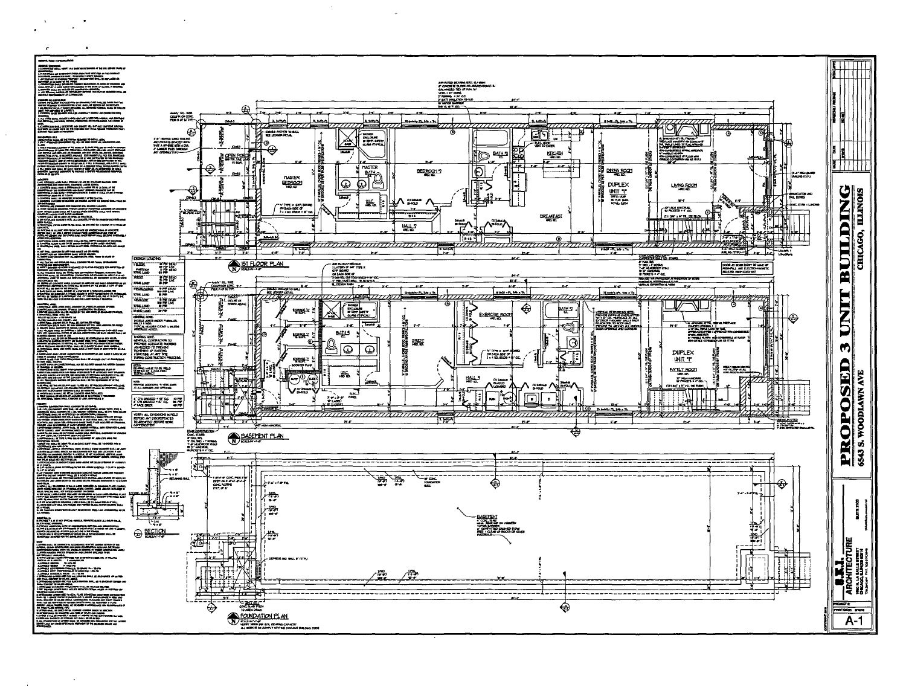# PROPOSED 3 UNIT BUILDING

**6543 S. WOODLAWN AVE**

**CHICAGO, ILLINOIS**

**S.K.I. ARCHITECTURE**

1ST FLOOR PLAN
SCALE: 1/4" = 1'-0"

BASEMENT PLAN
SCALE: 1/4" = 1'-0"

FOUNDATION PLAN
SCALE: 1/4" = 1'-0"

SECTION

MASTER BEDROOM

MASTER BATH

BEDROOM 2

BATH 3

KITCHEN

DINING ROOM

DUPLEX UNIT "1"

LIVING ROOM

BREAKFAST

HALL 2

W.I.C.

OPEN PORCH

EXERCISE ROOM

STUDY

BATH 4

BATH 2

HALL 4

DUPLEX UNIT "1"

FAMILY ROOM

STORAGE

BOOSTER PUMP

BASEMENT

DESIGN LOADING

| | | |
|---|---|---|
| TOTAL LOAD | | |

VERIFY ALL DIMENSIONS IN FIELD BEFORE ANY DISCREPANCIES TO ARCHITECT BEFORE WORK COMMENCEMENT

DOOR AT REAR EXIT TO HAVE 45 MIN. FIRE AND ELECTRO-MAGNETIC RELEASE FROM EACH UNIT

A-1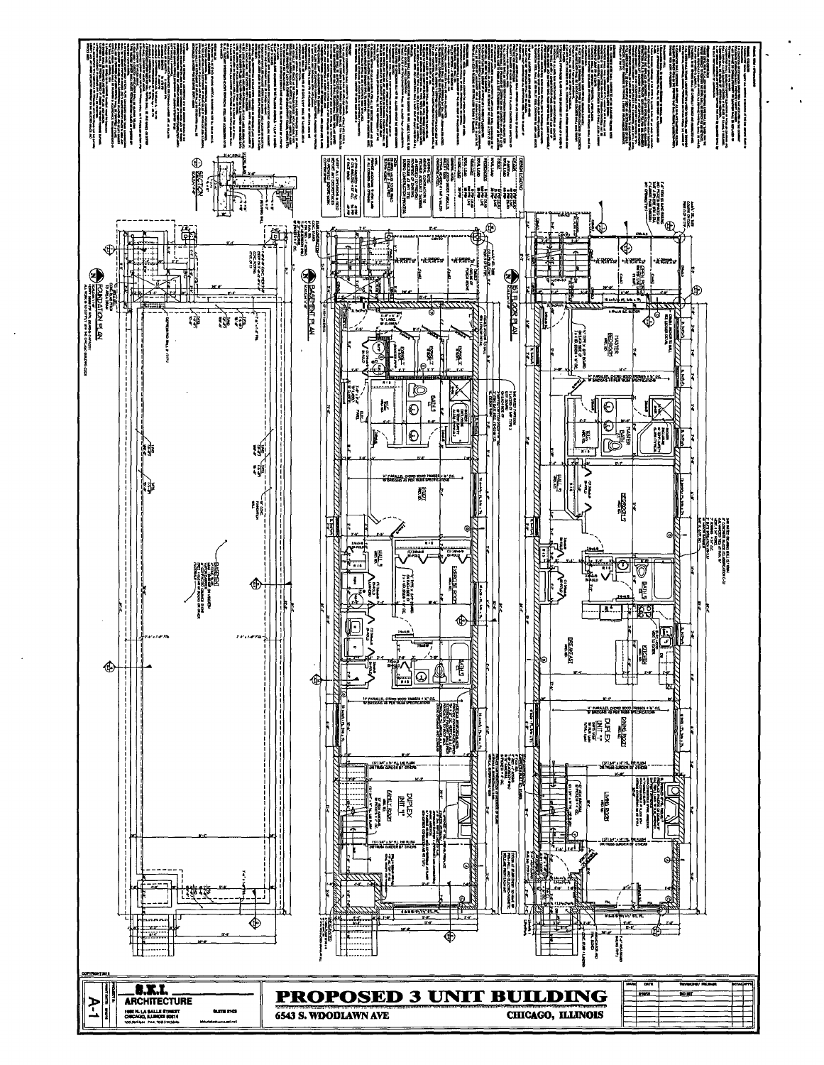# PROPOSED 3 UNIT BUILDING

6543 S. WOODLAWN AVE

CHICAGO, ILLINOIS

**S.K.I. ARCHITECTURE**

1660 N. LA SALLE STREET, SUITE 2103

CHICAGO, ILLINOIS 60614

A-1

FOUNDATION PLAN

BASEMENT PLAN

1ST FLOOR PLAN

SECTION

DUPLEX UNIT "1"

FAMILY ROOM

EXERCISE ROOM

BATH

HALL

STORAGE

MASTER BEDROOM

BATH

BEDROOM

KITCHEN

BREAKFAST

DINING ROOM

DUPLEX UNIT "1"

LIVING ROOM

PORCH

COPYRIGHT 2012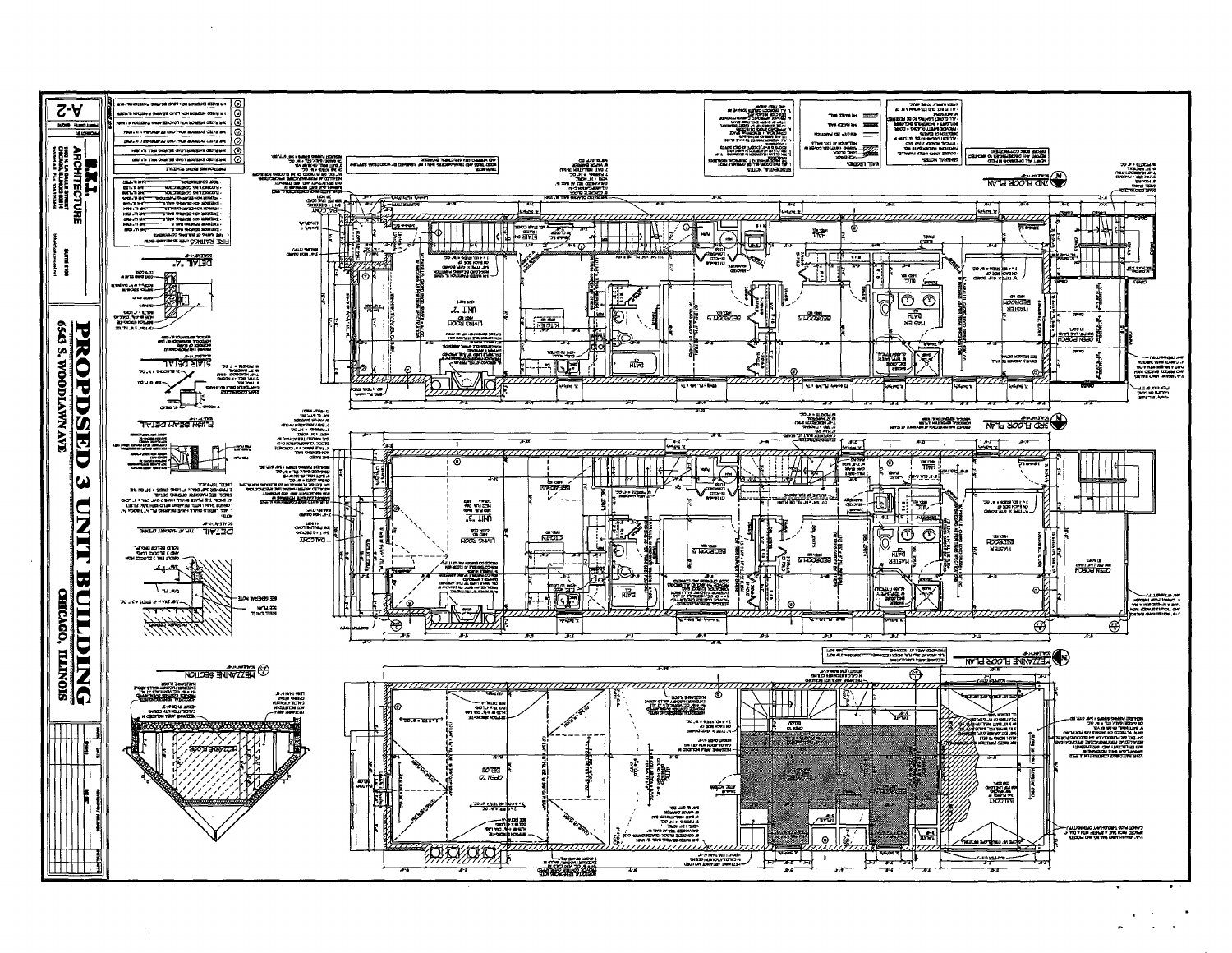# PROPDSED 3 UNIT BUILDING

6543 S. WOODLAWN AVE

CHICAGO, ILLINOIS

ARCHITECTURE

A-2

## 2ND FLOOR PLAN

## 3RD FLOOR PLAN

## MEZZANINE FLOOR PLAN

## MEZZANINE SECTION

## DETAIL "A"

## STAIR DETAIL

## FLUSH BEAM DETAIL

## DETAIL TYP. AT MASONRY OPENING

## FIRE RATINGS

## PARTITION RATING SCHEDULE

## WALL LEGEND

## GENERAL NOTES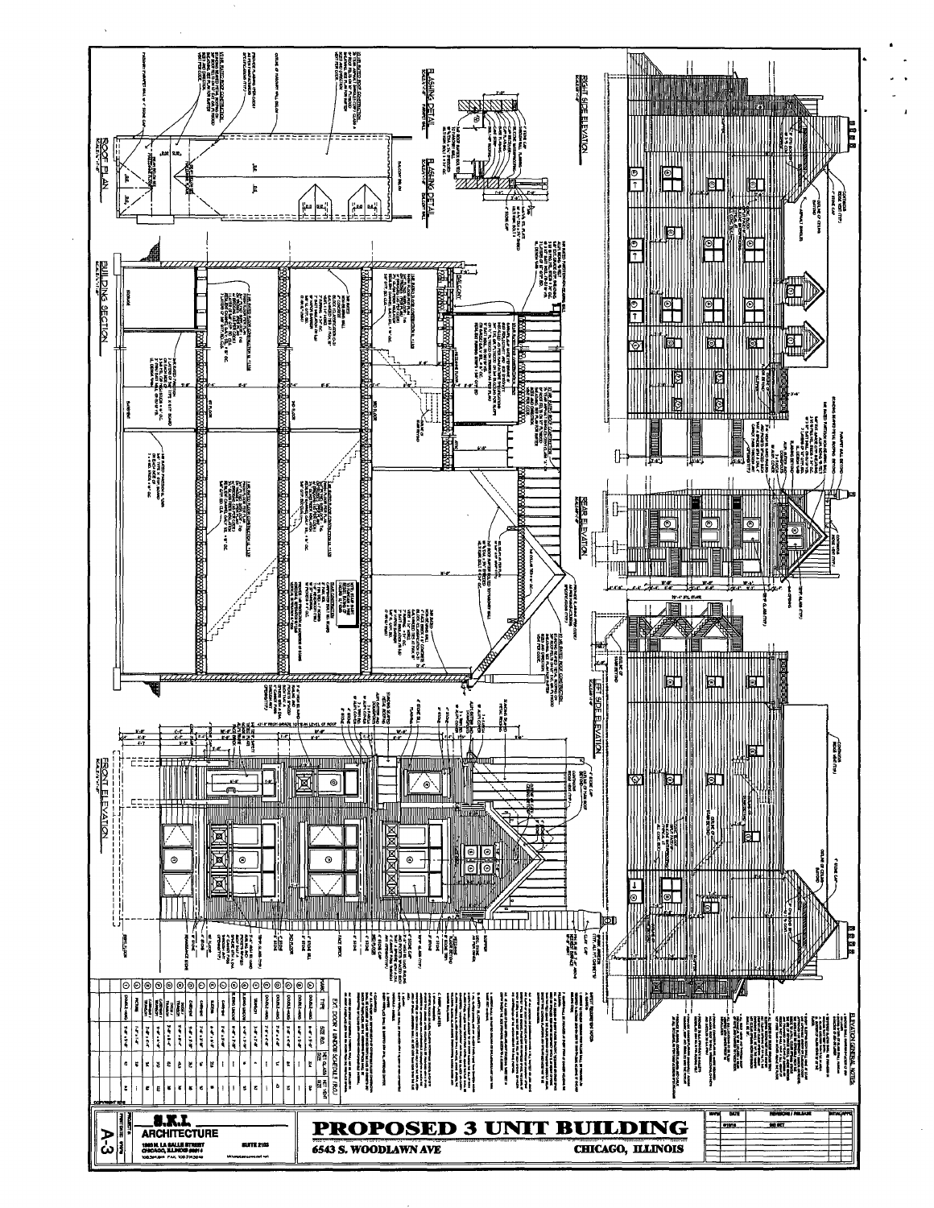# PROPOSED 3 UNIT BUILDING

6543 S. WOODLAWN AVE

CHICAGO, ILLINOIS

S.K.I. ARCHITECTURE

1555 N. LA SALLE STREET, SUITE 2103

CHICAGO, ILLINOIS

A-3

RIGHT SIDE ELEVATION

REAR ELEVATION

LEFT SIDE ELEVATION

FRONT ELEVATION

BUILDING SECTION

ROOF PLAN

FLASHING DETAIL

FLASHING DETAIL

ELEVATION GENERAL NOTES

EXT. DOOR / WINDOW SCHEDULE

COPYRIGHT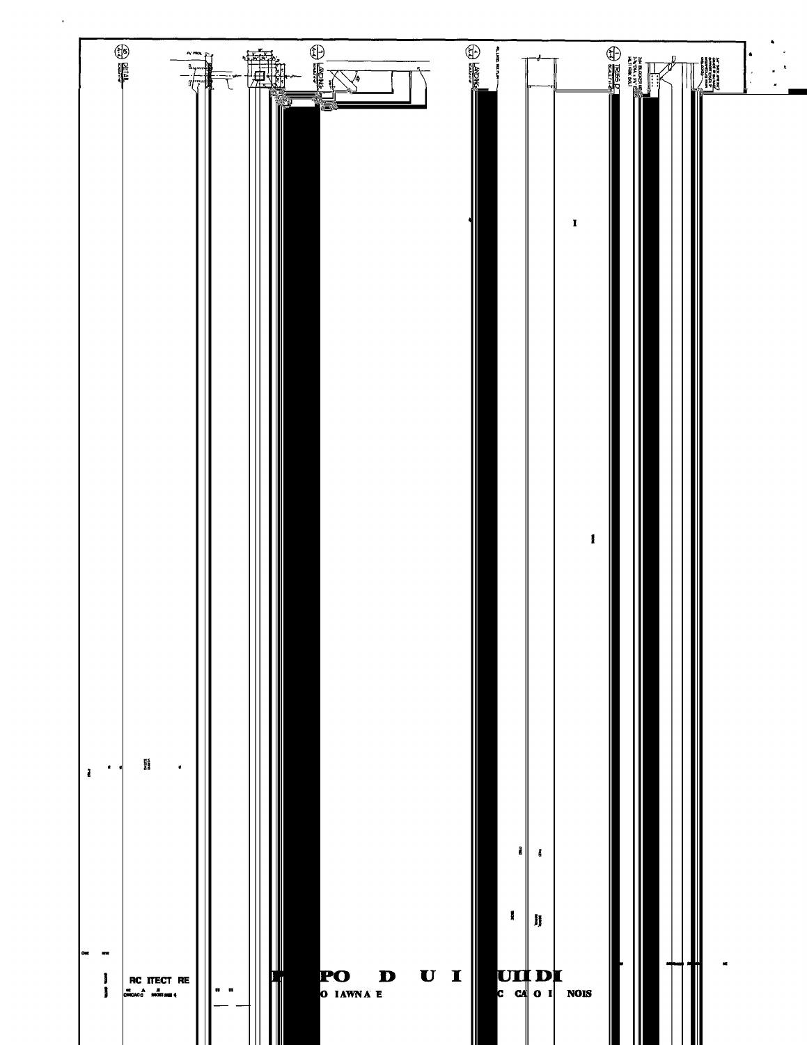DETAIL

LANDING

LANDING

TRUSS D

RC ITECT RE

CHICAGO

PO D U I UIIDI

O IAWNA E

C CA O I NOIS